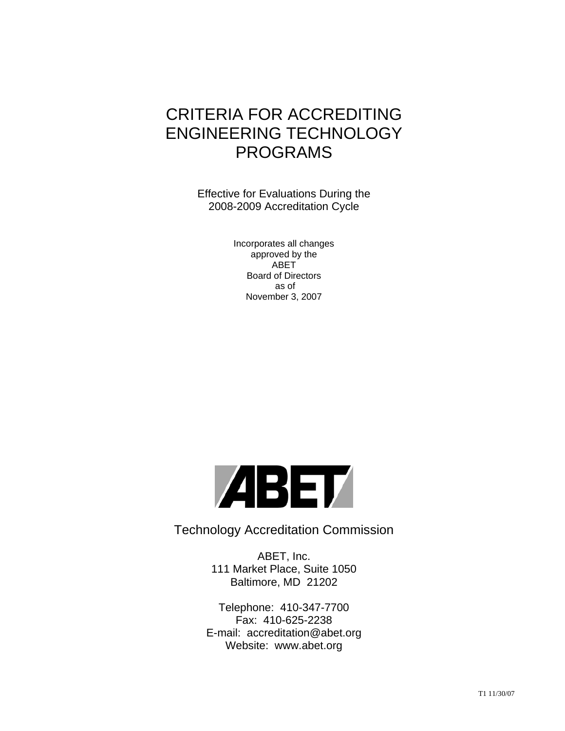# CRITERIA FOR ACCREDITING ENGINEERING TECHNOLOGY PROGRAMS

Effective for Evaluations During the
2008-2009 Accreditation Cycle

Incorporates all changes
approved by the
ABET
Board of Directors
as of
November 3, 2007

ABET

Technology Accreditation Commission

ABET, Inc.
111 Market Place, Suite 1050
Baltimore, MD 21202

Telephone: 410-347-7700
Fax: 410-625-2238
E-mail: accreditation@abet.org
Website: www.abet.org

T1 11/30/07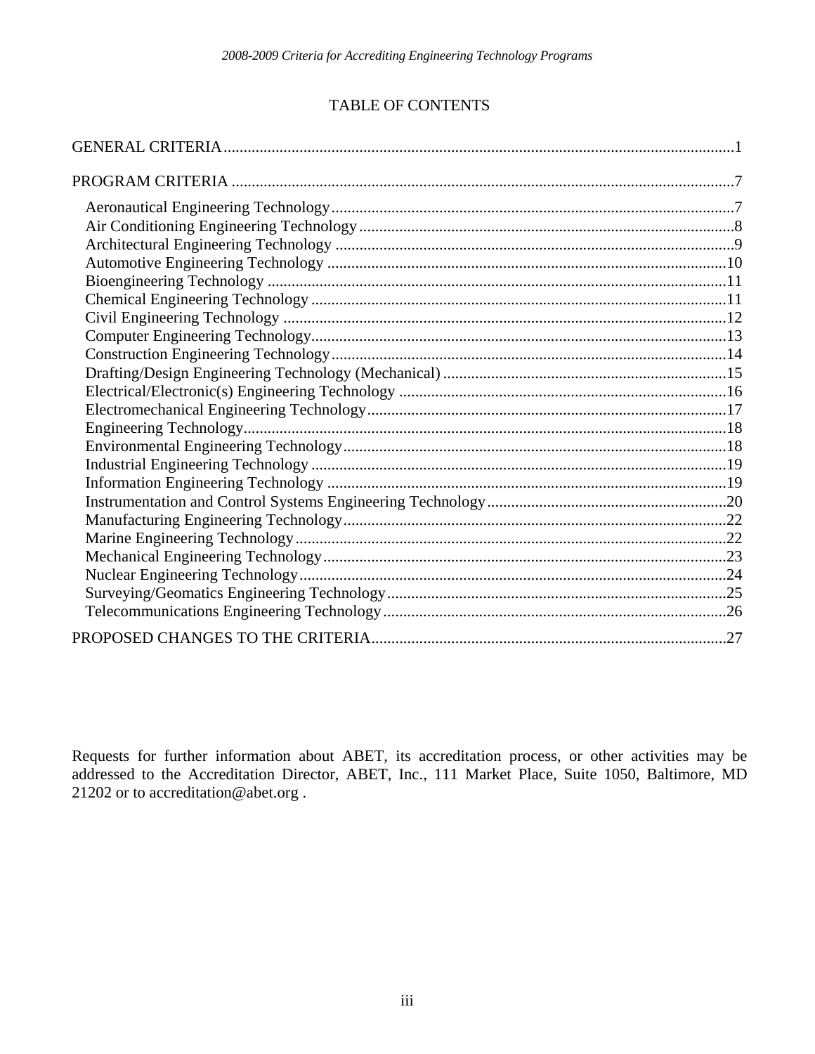## TABLE OF CONTENTS

GENERAL CRITERIA ... 1

PROGRAM CRITERIA ... 7

- Aeronautical Engineering Technology ... 7
- Air Conditioning Engineering Technology ... 8
- Architectural Engineering Technology ... 9
- Automotive Engineering Technology ... 10
- Bioengineering Technology ... 11
- Chemical Engineering Technology ... 11
- Civil Engineering Technology ... 12
- Computer Engineering Technology ... 13
- Construction Engineering Technology ... 14
- Drafting/Design Engineering Technology (Mechanical) ... 15
- Electrical/Electronic(s) Engineering Technology ... 16
- Electromechanical Engineering Technology ... 17
- Engineering Technology ... 18
- Environmental Engineering Technology ... 18
- Industrial Engineering Technology ... 19
- Information Engineering Technology ... 19
- Instrumentation and Control Systems Engineering Technology ... 20
- Manufacturing Engineering Technology ... 22
- Marine Engineering Technology ... 22
- Mechanical Engineering Technology ... 23
- Nuclear Engineering Technology ... 24
- Surveying/Geomatics Engineering Technology ... 25
- Telecommunications Engineering Technology ... 26

PROPOSED CHANGES TO THE CRITERIA ... 27

Requests for further information about ABET, its accreditation process, or other activities may be addressed to the Accreditation Director, ABET, Inc., 111 Market Place, Suite 1050, Baltimore, MD 21202 or to accreditation@abet.org .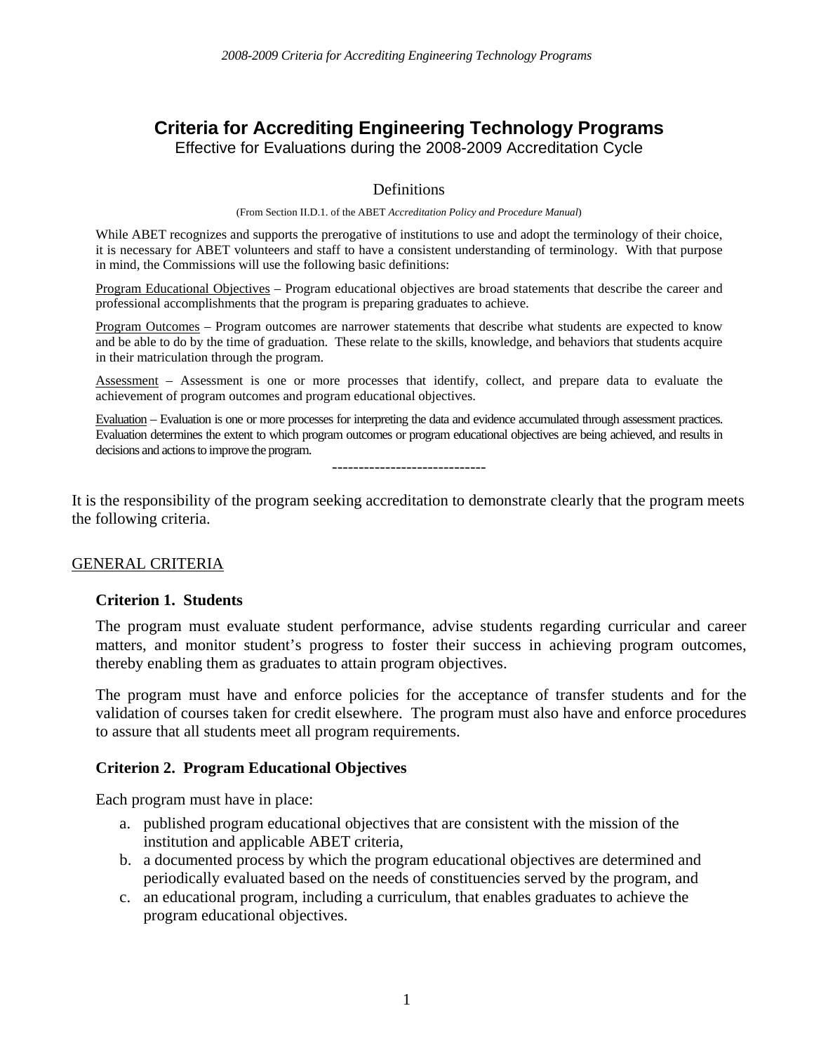# Criteria for Accrediting Engineering Technology Programs

Effective for Evaluations during the 2008-2009 Accreditation Cycle

## Definitions

(From Section II.D.1. of the ABET *Accreditation Policy and Procedure Manual*)

While ABET recognizes and supports the prerogative of institutions to use and adopt the terminology of their choice, it is necessary for ABET volunteers and staff to have a consistent understanding of terminology. With that purpose in mind, the Commissions will use the following basic definitions:

Program Educational Objectives – Program educational objectives are broad statements that describe the career and professional accomplishments that the program is preparing graduates to achieve.

Program Outcomes – Program outcomes are narrower statements that describe what students are expected to know and be able to do by the time of graduation. These relate to the skills, knowledge, and behaviors that students acquire in their matriculation through the program.

Assessment – Assessment is one or more processes that identify, collect, and prepare data to evaluate the achievement of program outcomes and program educational objectives.

Evaluation – Evaluation is one or more processes for interpreting the data and evidence accumulated through assessment practices. Evaluation determines the extent to which program outcomes or program educational objectives are being achieved, and results in decisions and actions to improve the program.

-----------------------------

It is the responsibility of the program seeking accreditation to demonstrate clearly that the program meets the following criteria.

## GENERAL CRITERIA

### Criterion 1. Students

The program must evaluate student performance, advise students regarding curricular and career matters, and monitor student's progress to foster their success in achieving program outcomes, thereby enabling them as graduates to attain program objectives.

The program must have and enforce policies for the acceptance of transfer students and for the validation of courses taken for credit elsewhere. The program must also have and enforce procedures to assure that all students meet all program requirements.

### Criterion 2. Program Educational Objectives

Each program must have in place:

a. published program educational objectives that are consistent with the mission of the institution and applicable ABET criteria,
b. a documented process by which the program educational objectives are determined and periodically evaluated based on the needs of constituencies served by the program, and
c. an educational program, including a curriculum, that enables graduates to achieve the program educational objectives.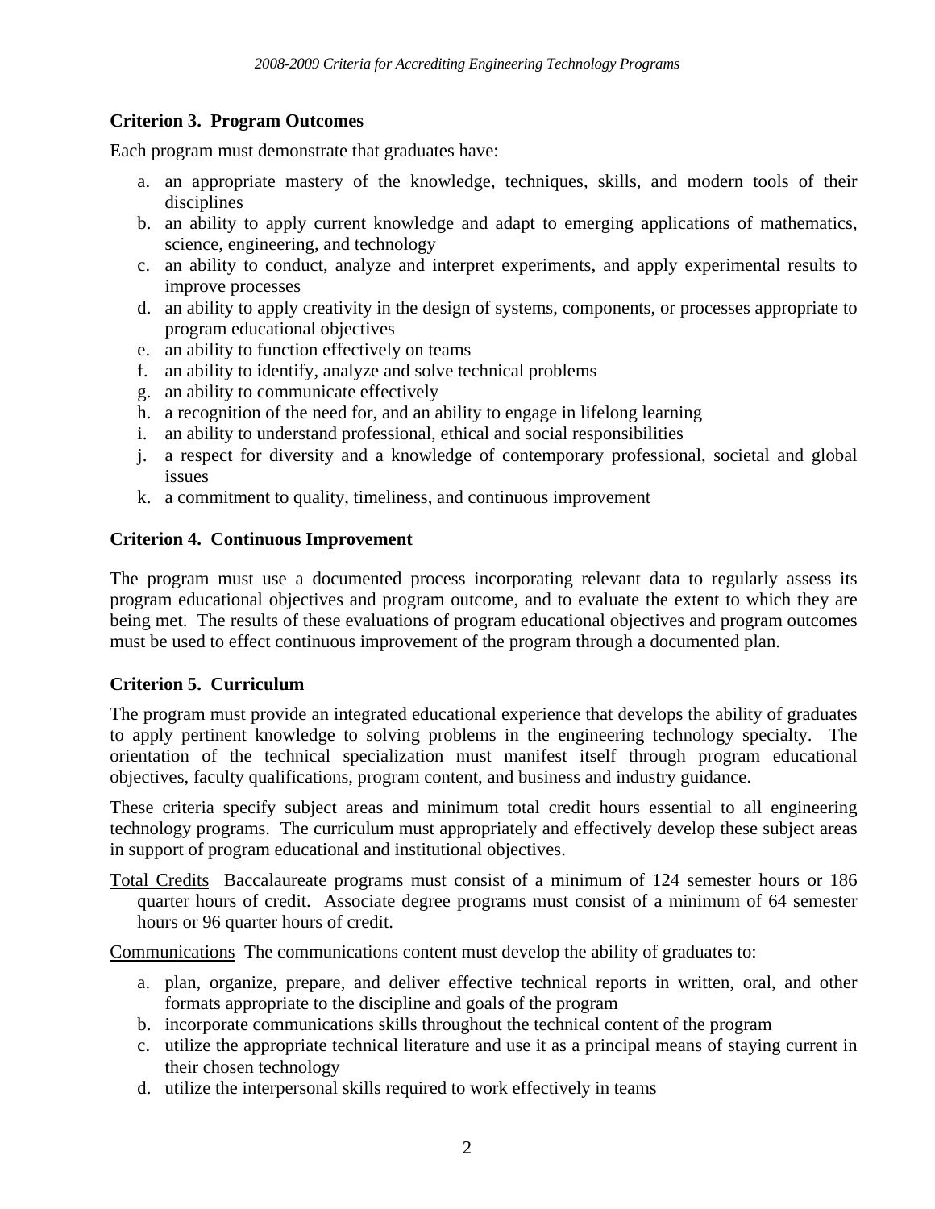**Criterion 3. Program Outcomes**

Each program must demonstrate that graduates have:

a. an appropriate mastery of the knowledge, techniques, skills, and modern tools of their disciplines
b. an ability to apply current knowledge and adapt to emerging applications of mathematics, science, engineering, and technology
c. an ability to conduct, analyze and interpret experiments, and apply experimental results to improve processes
d. an ability to apply creativity in the design of systems, components, or processes appropriate to program educational objectives
e. an ability to function effectively on teams
f. an ability to identify, analyze and solve technical problems
g. an ability to communicate effectively
h. a recognition of the need for, and an ability to engage in lifelong learning
i. an ability to understand professional, ethical and social responsibilities
j. a respect for diversity and a knowledge of contemporary professional, societal and global issues
k. a commitment to quality, timeliness, and continuous improvement

**Criterion 4. Continuous Improvement**

The program must use a documented process incorporating relevant data to regularly assess its program educational objectives and program outcome, and to evaluate the extent to which they are being met. The results of these evaluations of program educational objectives and program outcomes must be used to effect continuous improvement of the program through a documented plan.

**Criterion 5. Curriculum**

The program must provide an integrated educational experience that develops the ability of graduates to apply pertinent knowledge to solving problems in the engineering technology specialty. The orientation of the technical specialization must manifest itself through program educational objectives, faculty qualifications, program content, and business and industry guidance.

These criteria specify subject areas and minimum total credit hours essential to all engineering technology programs. The curriculum must appropriately and effectively develop these subject areas in support of program educational and institutional objectives.

<u>Total Credits</u> Baccalaureate programs must consist of a minimum of 124 semester hours or 186 quarter hours of credit. Associate degree programs must consist of a minimum of 64 semester hours or 96 quarter hours of credit.

<u>Communications</u> The communications content must develop the ability of graduates to:

a. plan, organize, prepare, and deliver effective technical reports in written, oral, and other formats appropriate to the discipline and goals of the program
b. incorporate communications skills throughout the technical content of the program
c. utilize the appropriate technical literature and use it as a principal means of staying current in their chosen technology
d. utilize the interpersonal skills required to work effectively in teams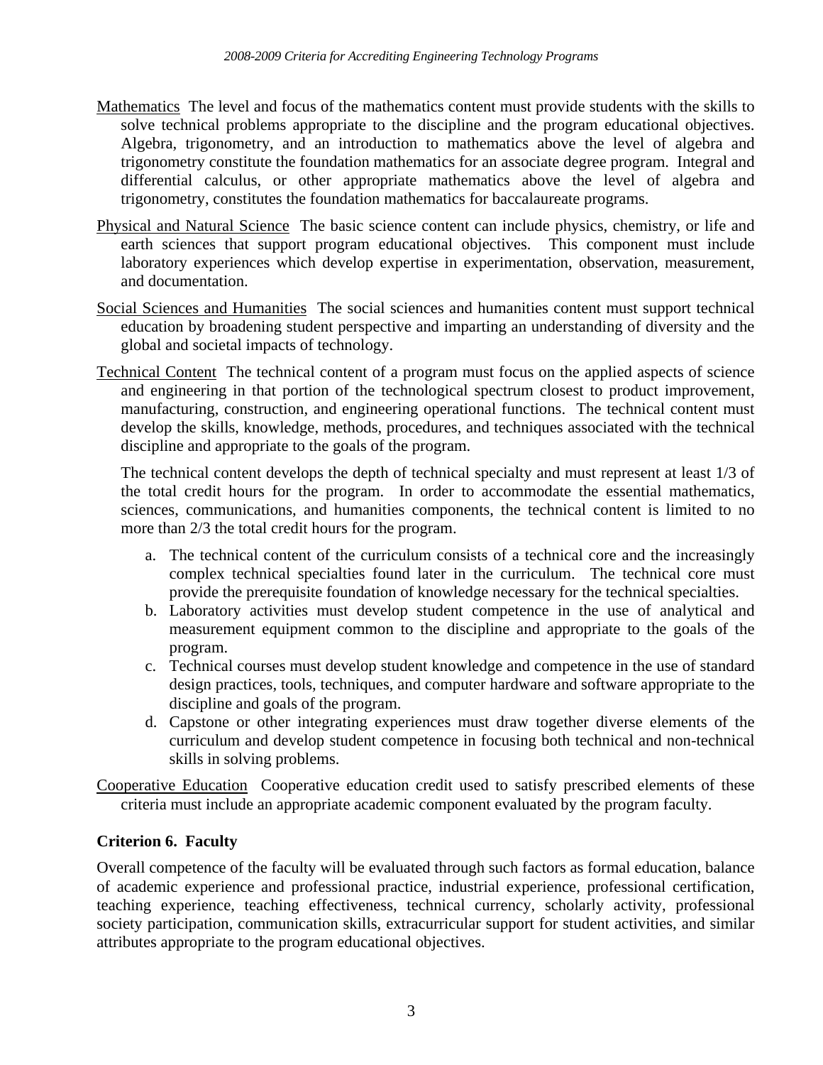Mathematics The level and focus of the mathematics content must provide students with the skills to solve technical problems appropriate to the discipline and the program educational objectives. Algebra, trigonometry, and an introduction to mathematics above the level of algebra and trigonometry constitute the foundation mathematics for an associate degree program. Integral and differential calculus, or other appropriate mathematics above the level of algebra and trigonometry, constitutes the foundation mathematics for baccalaureate programs.

Physical and Natural Science The basic science content can include physics, chemistry, or life and earth sciences that support program educational objectives. This component must include laboratory experiences which develop expertise in experimentation, observation, measurement, and documentation.

Social Sciences and Humanities The social sciences and humanities content must support technical education by broadening student perspective and imparting an understanding of diversity and the global and societal impacts of technology.

Technical Content The technical content of a program must focus on the applied aspects of science and engineering in that portion of the technological spectrum closest to product improvement, manufacturing, construction, and engineering operational functions. The technical content must develop the skills, knowledge, methods, procedures, and techniques associated with the technical discipline and appropriate to the goals of the program.

The technical content develops the depth of technical specialty and must represent at least 1/3 of the total credit hours for the program. In order to accommodate the essential mathematics, sciences, communications, and humanities components, the technical content is limited to no more than 2/3 the total credit hours for the program.

a. The technical content of the curriculum consists of a technical core and the increasingly complex technical specialties found later in the curriculum. The technical core must provide the prerequisite foundation of knowledge necessary for the technical specialties.
b. Laboratory activities must develop student competence in the use of analytical and measurement equipment common to the discipline and appropriate to the goals of the program.
c. Technical courses must develop student knowledge and competence in the use of standard design practices, tools, techniques, and computer hardware and software appropriate to the discipline and goals of the program.
d. Capstone or other integrating experiences must draw together diverse elements of the curriculum and develop student competence in focusing both technical and non-technical skills in solving problems.

Cooperative Education Cooperative education credit used to satisfy prescribed elements of these criteria must include an appropriate academic component evaluated by the program faculty.

**Criterion 6. Faculty**

Overall competence of the faculty will be evaluated through such factors as formal education, balance of academic experience and professional practice, industrial experience, professional certification, teaching experience, teaching effectiveness, technical currency, scholarly activity, professional society participation, communication skills, extracurricular support for student activities, and similar attributes appropriate to the program educational objectives.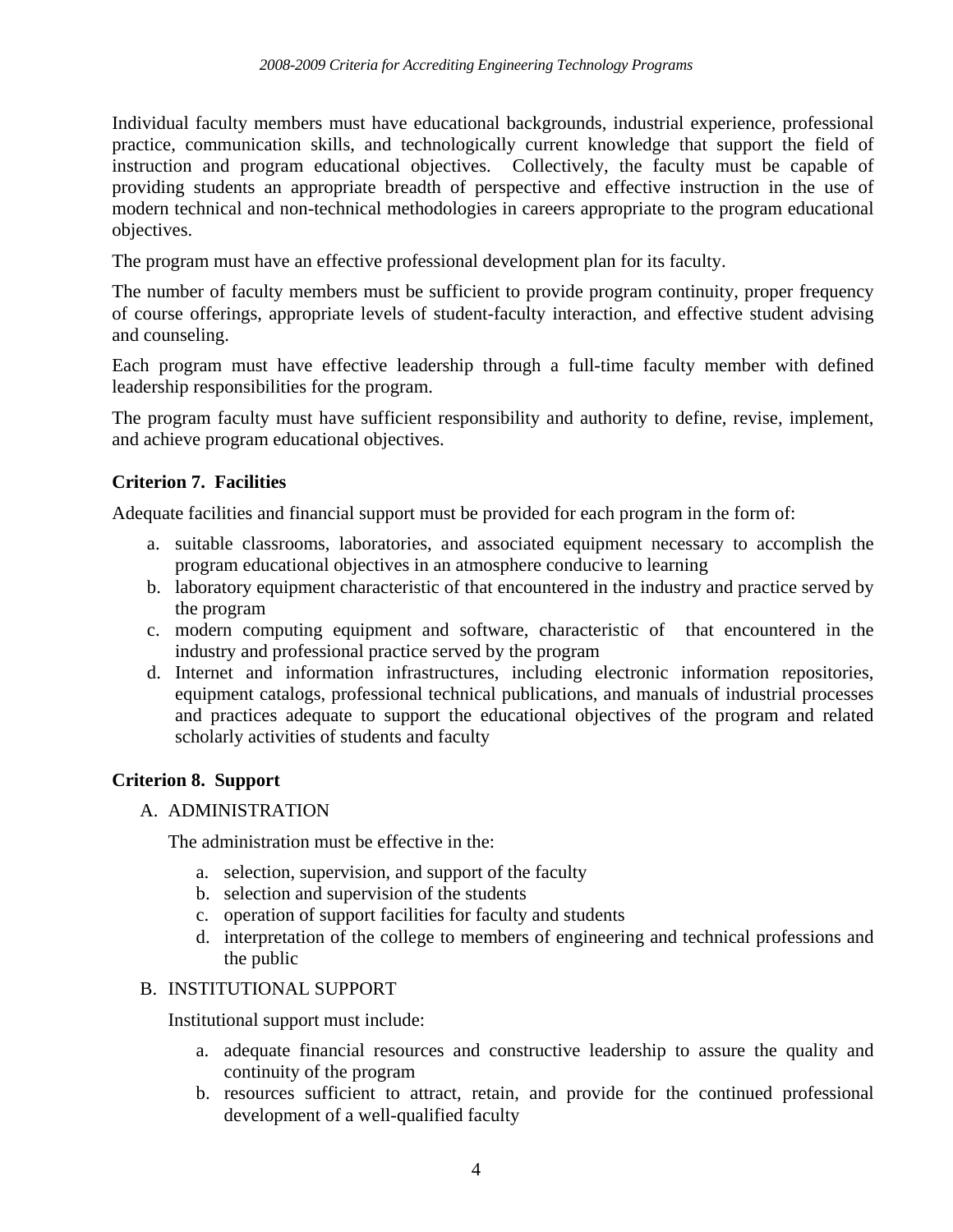Individual faculty members must have educational backgrounds, industrial experience, professional practice, communication skills, and technologically current knowledge that support the field of instruction and program educational objectives. Collectively, the faculty must be capable of providing students an appropriate breadth of perspective and effective instruction in the use of modern technical and non-technical methodologies in careers appropriate to the program educational objectives.

The program must have an effective professional development plan for its faculty.

The number of faculty members must be sufficient to provide program continuity, proper frequency of course offerings, appropriate levels of student-faculty interaction, and effective student advising and counseling.

Each program must have effective leadership through a full-time faculty member with defined leadership responsibilities for the program.

The program faculty must have sufficient responsibility and authority to define, revise, implement, and achieve program educational objectives.

**Criterion 7. Facilities**

Adequate facilities and financial support must be provided for each program in the form of:

a. suitable classrooms, laboratories, and associated equipment necessary to accomplish the program educational objectives in an atmosphere conducive to learning
b. laboratory equipment characteristic of that encountered in the industry and practice served by the program
c. modern computing equipment and software, characteristic of that encountered in the industry and professional practice served by the program
d. Internet and information infrastructures, including electronic information repositories, equipment catalogs, professional technical publications, and manuals of industrial processes and practices adequate to support the educational objectives of the program and related scholarly activities of students and faculty

**Criterion 8. Support**

A. ADMINISTRATION

The administration must be effective in the:

a. selection, supervision, and support of the faculty
b. selection and supervision of the students
c. operation of support facilities for faculty and students
d. interpretation of the college to members of engineering and technical professions and the public

B. INSTITUTIONAL SUPPORT

Institutional support must include:

a. adequate financial resources and constructive leadership to assure the quality and continuity of the program
b. resources sufficient to attract, retain, and provide for the continued professional development of a well-qualified faculty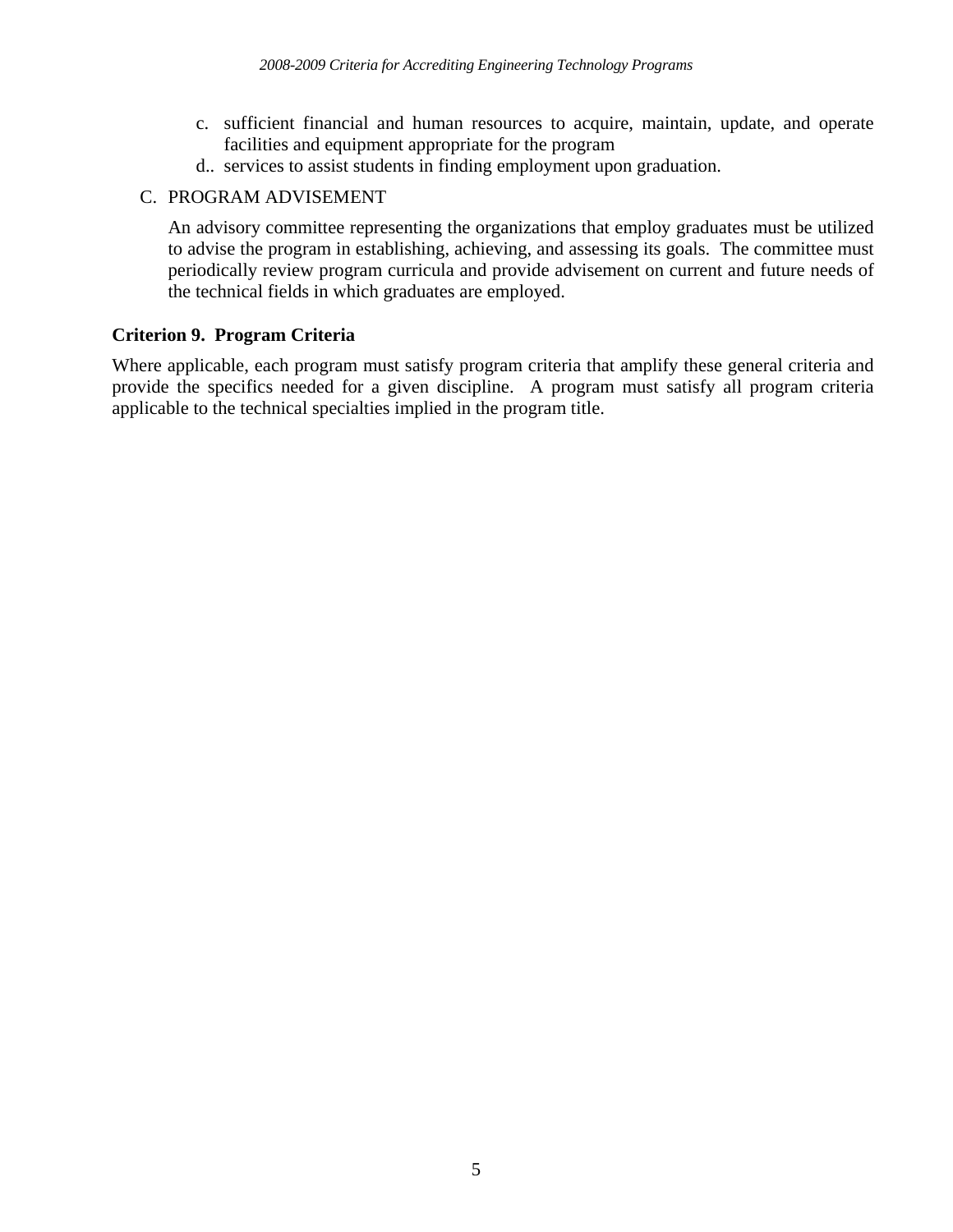c. sufficient financial and human resources to acquire, maintain, update, and operate facilities and equipment appropriate for the program

d.. services to assist students in finding employment upon graduation.

C. PROGRAM ADVISEMENT

An advisory committee representing the organizations that employ graduates must be utilized to advise the program in establishing, achieving, and assessing its goals. The committee must periodically review program curricula and provide advisement on current and future needs of the technical fields in which graduates are employed.

**Criterion 9. Program Criteria**

Where applicable, each program must satisfy program criteria that amplify these general criteria and provide the specifics needed for a given discipline. A program must satisfy all program criteria applicable to the technical specialties implied in the program title.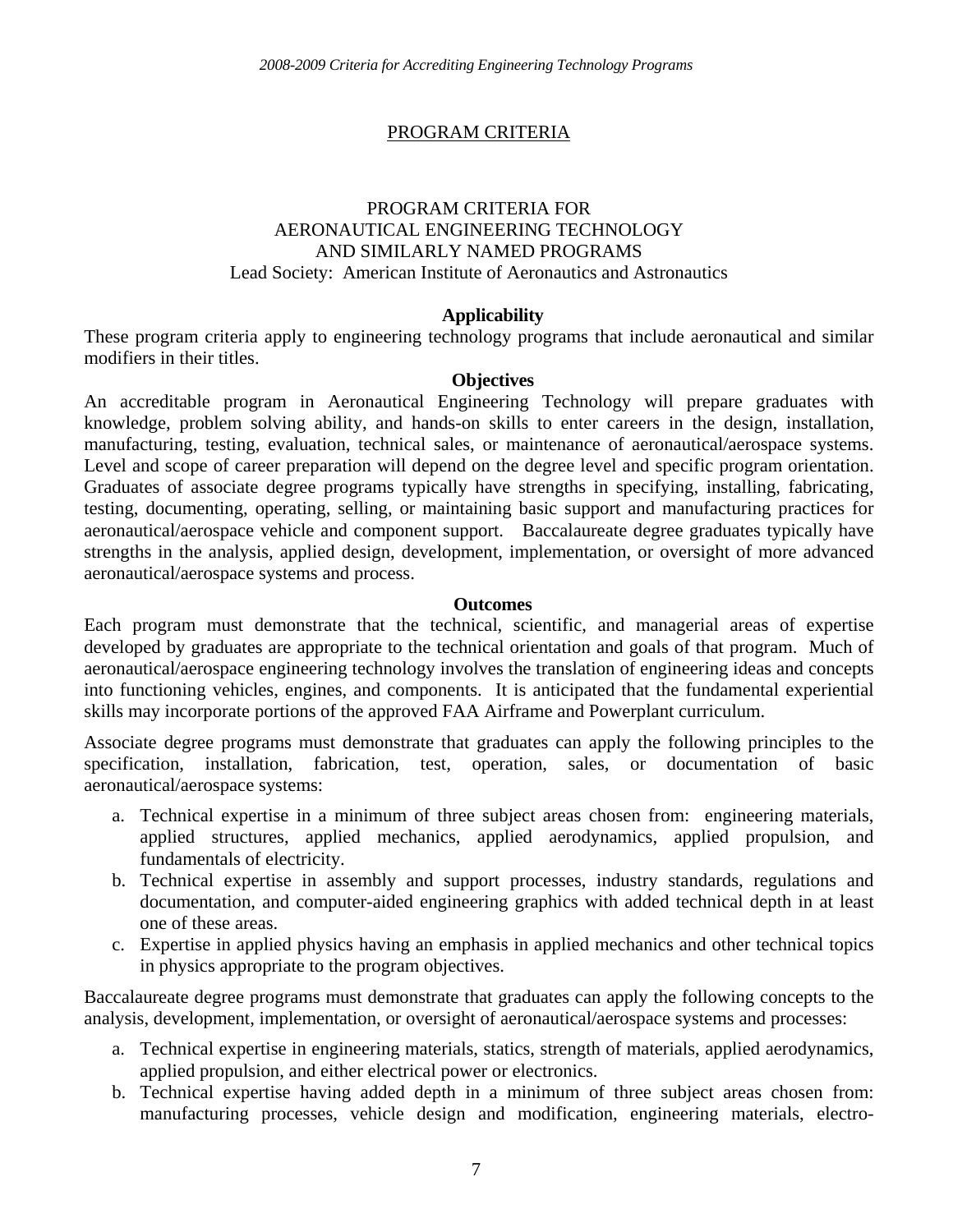## PROGRAM CRITERIA

### PROGRAM CRITERIA FOR AERONAUTICAL ENGINEERING TECHNOLOGY AND SIMILARLY NAMED PROGRAMS

Lead Society: American Institute of Aeronautics and Astronautics

#### Applicability

These program criteria apply to engineering technology programs that include aeronautical and similar modifiers in their titles.

#### Objectives

An accreditable program in Aeronautical Engineering Technology will prepare graduates with knowledge, problem solving ability, and hands-on skills to enter careers in the design, installation, manufacturing, testing, evaluation, technical sales, or maintenance of aeronautical/aerospace systems. Level and scope of career preparation will depend on the degree level and specific program orientation. Graduates of associate degree programs typically have strengths in specifying, installing, fabricating, testing, documenting, operating, selling, or maintaining basic support and manufacturing practices for aeronautical/aerospace vehicle and component support. Baccalaureate degree graduates typically have strengths in the analysis, applied design, development, implementation, or oversight of more advanced aeronautical/aerospace systems and process.

#### Outcomes

Each program must demonstrate that the technical, scientific, and managerial areas of expertise developed by graduates are appropriate to the technical orientation and goals of that program. Much of aeronautical/aerospace engineering technology involves the translation of engineering ideas and concepts into functioning vehicles, engines, and components. It is anticipated that the fundamental experiential skills may incorporate portions of the approved FAA Airframe and Powerplant curriculum.

Associate degree programs must demonstrate that graduates can apply the following principles to the specification, installation, fabrication, test, operation, sales, or documentation of basic aeronautical/aerospace systems:

a. Technical expertise in a minimum of three subject areas chosen from: engineering materials, applied structures, applied mechanics, applied aerodynamics, applied propulsion, and fundamentals of electricity.
b. Technical expertise in assembly and support processes, industry standards, regulations and documentation, and computer-aided engineering graphics with added technical depth in at least one of these areas.
c. Expertise in applied physics having an emphasis in applied mechanics and other technical topics in physics appropriate to the program objectives.

Baccalaureate degree programs must demonstrate that graduates can apply the following concepts to the analysis, development, implementation, or oversight of aeronautical/aerospace systems and processes:

a. Technical expertise in engineering materials, statics, strength of materials, applied aerodynamics, applied propulsion, and either electrical power or electronics.
b. Technical expertise having added depth in a minimum of three subject areas chosen from: manufacturing processes, vehicle design and modification, engineering materials, electro-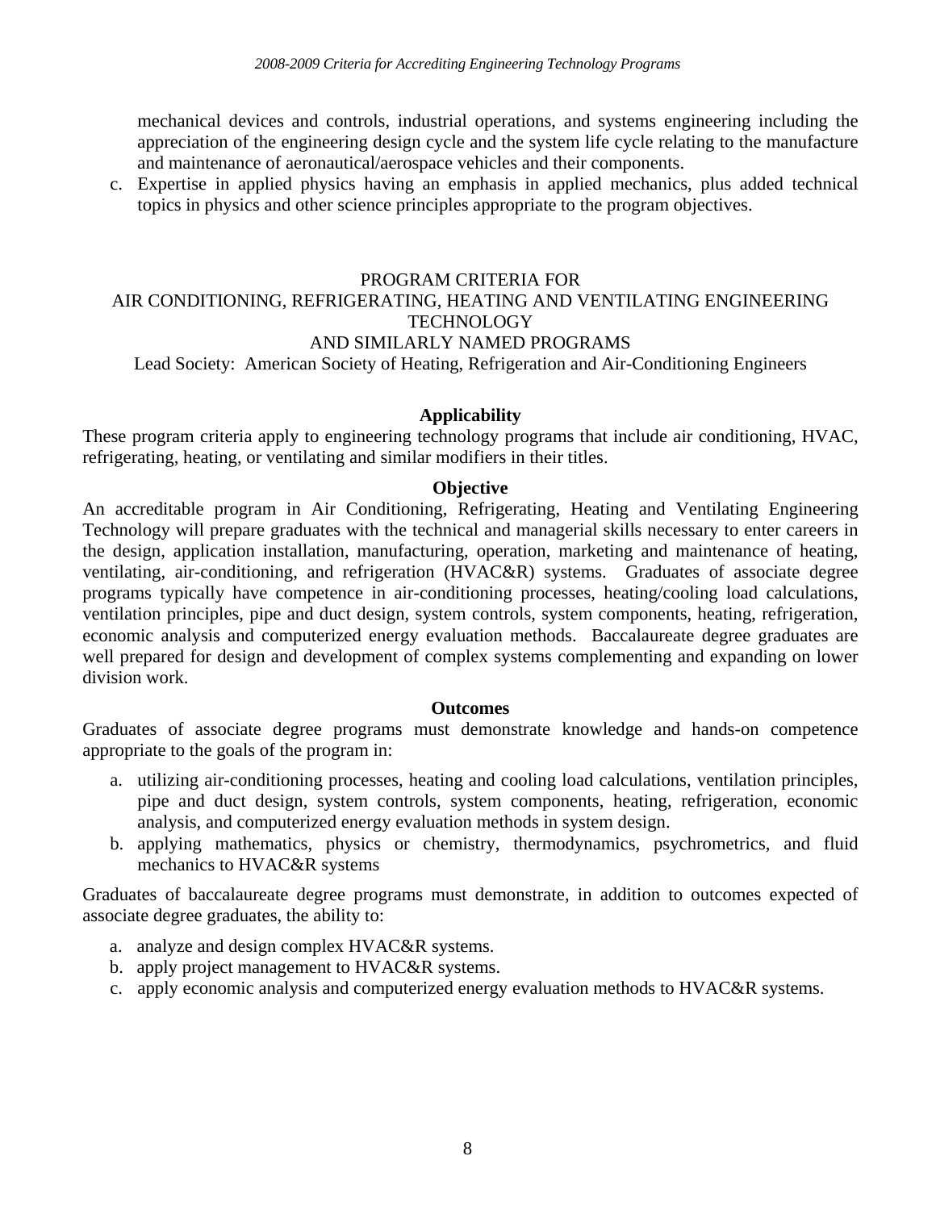mechanical devices and controls, industrial operations, and systems engineering including the appreciation of the engineering design cycle and the system life cycle relating to the manufacture and maintenance of aeronautical/aerospace vehicles and their components.

c. Expertise in applied physics having an emphasis in applied mechanics, plus added technical topics in physics and other science principles appropriate to the program objectives.

## PROGRAM CRITERIA FOR AIR CONDITIONING, REFRIGERATING, HEATING AND VENTILATING ENGINEERING TECHNOLOGY AND SIMILARLY NAMED PROGRAMS

Lead Society: American Society of Heating, Refrigeration and Air-Conditioning Engineers

### Applicability

These program criteria apply to engineering technology programs that include air conditioning, HVAC, refrigerating, heating, or ventilating and similar modifiers in their titles.

### Objective

An accreditable program in Air Conditioning, Refrigerating, Heating and Ventilating Engineering Technology will prepare graduates with the technical and managerial skills necessary to enter careers in the design, application installation, manufacturing, operation, marketing and maintenance of heating, ventilating, air-conditioning, and refrigeration (HVAC&R) systems. Graduates of associate degree programs typically have competence in air-conditioning processes, heating/cooling load calculations, ventilation principles, pipe and duct design, system controls, system components, heating, refrigeration, economic analysis and computerized energy evaluation methods. Baccalaureate degree graduates are well prepared for design and development of complex systems complementing and expanding on lower division work.

### Outcomes

Graduates of associate degree programs must demonstrate knowledge and hands-on competence appropriate to the goals of the program in:

a. utilizing air-conditioning processes, heating and cooling load calculations, ventilation principles, pipe and duct design, system controls, system components, heating, refrigeration, economic analysis, and computerized energy evaluation methods in system design.
b. applying mathematics, physics or chemistry, thermodynamics, psychrometrics, and fluid mechanics to HVAC&R systems

Graduates of baccalaureate degree programs must demonstrate, in addition to outcomes expected of associate degree graduates, the ability to:

a. analyze and design complex HVAC&R systems.
b. apply project management to HVAC&R systems.
c. apply economic analysis and computerized energy evaluation methods to HVAC&R systems.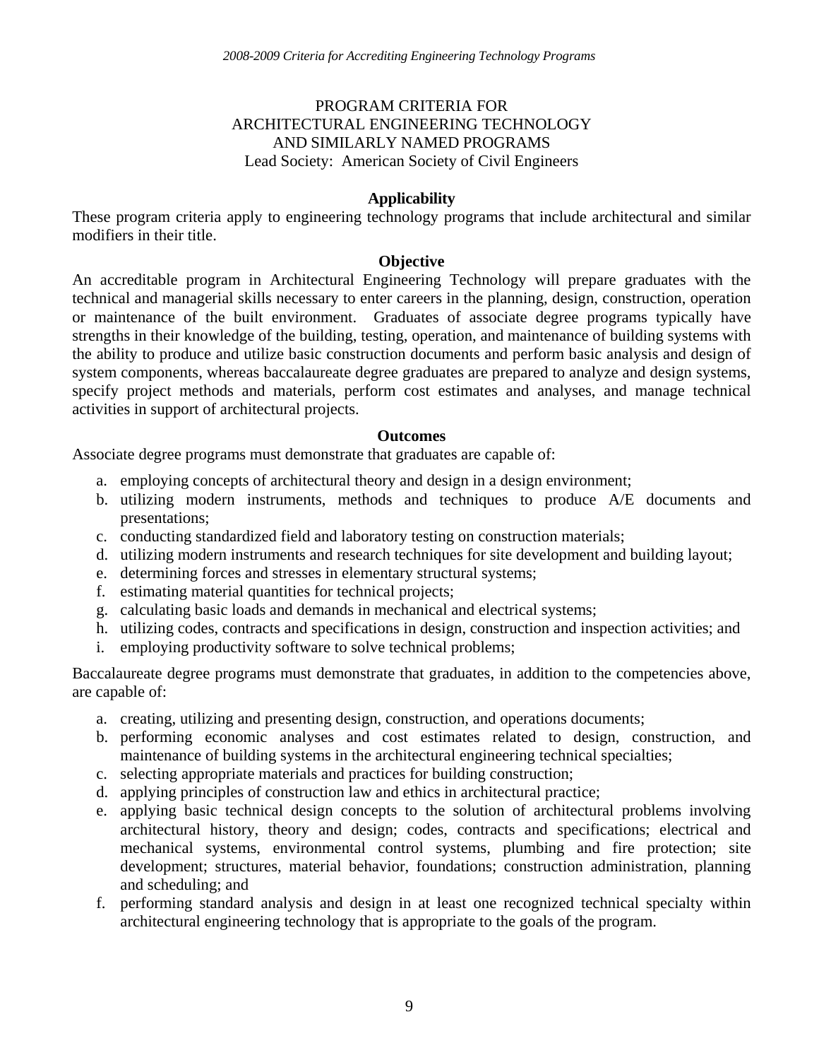# PROGRAM CRITERIA FOR ARCHITECTURAL ENGINEERING TECHNOLOGY AND SIMILARLY NAMED PROGRAMS

Lead Society: American Society of Civil Engineers

## Applicability

These program criteria apply to engineering technology programs that include architectural and similar modifiers in their title.

## Objective

An accreditable program in Architectural Engineering Technology will prepare graduates with the technical and managerial skills necessary to enter careers in the planning, design, construction, operation or maintenance of the built environment. Graduates of associate degree programs typically have strengths in their knowledge of the building, testing, operation, and maintenance of building systems with the ability to produce and utilize basic construction documents and perform basic analysis and design of system components, whereas baccalaureate degree graduates are prepared to analyze and design systems, specify project methods and materials, perform cost estimates and analyses, and manage technical activities in support of architectural projects.

## Outcomes

Associate degree programs must demonstrate that graduates are capable of:

a. employing concepts of architectural theory and design in a design environment;
b. utilizing modern instruments, methods and techniques to produce A/E documents and presentations;
c. conducting standardized field and laboratory testing on construction materials;
d. utilizing modern instruments and research techniques for site development and building layout;
e. determining forces and stresses in elementary structural systems;
f. estimating material quantities for technical projects;
g. calculating basic loads and demands in mechanical and electrical systems;
h. utilizing codes, contracts and specifications in design, construction and inspection activities; and
i. employing productivity software to solve technical problems;

Baccalaureate degree programs must demonstrate that graduates, in addition to the competencies above, are capable of:

a. creating, utilizing and presenting design, construction, and operations documents;
b. performing economic analyses and cost estimates related to design, construction, and maintenance of building systems in the architectural engineering technical specialties;
c. selecting appropriate materials and practices for building construction;
d. applying principles of construction law and ethics in architectural practice;
e. applying basic technical design concepts to the solution of architectural problems involving architectural history, theory and design; codes, contracts and specifications; electrical and mechanical systems, environmental control systems, plumbing and fire protection; site development; structures, material behavior, foundations; construction administration, planning and scheduling; and
f. performing standard analysis and design in at least one recognized technical specialty within architectural engineering technology that is appropriate to the goals of the program.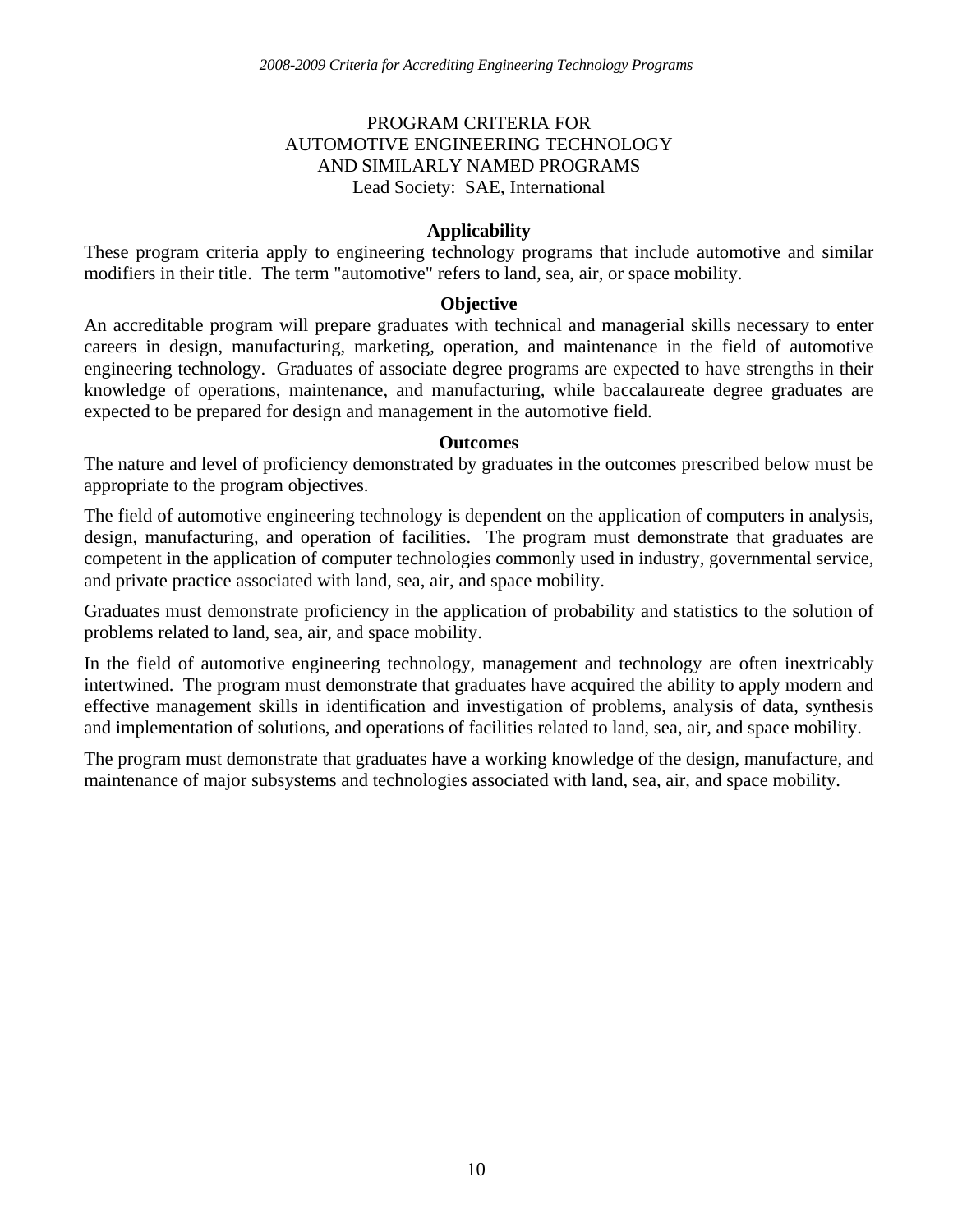# PROGRAM CRITERIA FOR AUTOMOTIVE ENGINEERING TECHNOLOGY AND SIMILARLY NAMED PROGRAMS

Lead Society: SAE, International

## Applicability

These program criteria apply to engineering technology programs that include automotive and similar modifiers in their title. The term "automotive" refers to land, sea, air, or space mobility.

## Objective

An accreditable program will prepare graduates with technical and managerial skills necessary to enter careers in design, manufacturing, marketing, operation, and maintenance in the field of automotive engineering technology. Graduates of associate degree programs are expected to have strengths in their knowledge of operations, maintenance, and manufacturing, while baccalaureate degree graduates are expected to be prepared for design and management in the automotive field.

## Outcomes

The nature and level of proficiency demonstrated by graduates in the outcomes prescribed below must be appropriate to the program objectives.

The field of automotive engineering technology is dependent on the application of computers in analysis, design, manufacturing, and operation of facilities. The program must demonstrate that graduates are competent in the application of computer technologies commonly used in industry, governmental service, and private practice associated with land, sea, air, and space mobility.

Graduates must demonstrate proficiency in the application of probability and statistics to the solution of problems related to land, sea, air, and space mobility.

In the field of automotive engineering technology, management and technology are often inextricably intertwined. The program must demonstrate that graduates have acquired the ability to apply modern and effective management skills in identification and investigation of problems, analysis of data, synthesis and implementation of solutions, and operations of facilities related to land, sea, air, and space mobility.

The program must demonstrate that graduates have a working knowledge of the design, manufacture, and maintenance of major subsystems and technologies associated with land, sea, air, and space mobility.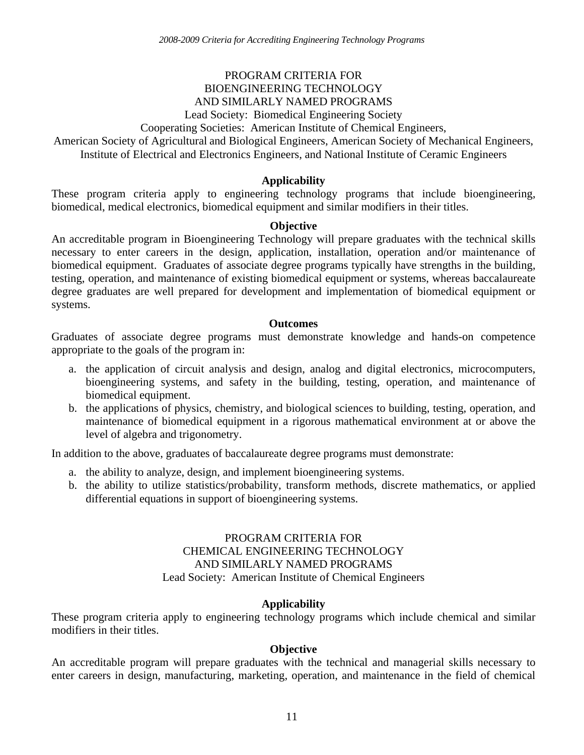## PROGRAM CRITERIA FOR BIOENGINEERING TECHNOLOGY AND SIMILARLY NAMED PROGRAMS

Lead Society: Biomedical Engineering Society

Cooperating Societies: American Institute of Chemical Engineers, American Society of Agricultural and Biological Engineers, American Society of Mechanical Engineers, Institute of Electrical and Electronics Engineers, and National Institute of Ceramic Engineers

### Applicability

These program criteria apply to engineering technology programs that include bioengineering, biomedical, medical electronics, biomedical equipment and similar modifiers in their titles.

### Objective

An accreditable program in Bioengineering Technology will prepare graduates with the technical skills necessary to enter careers in the design, application, installation, operation and/or maintenance of biomedical equipment. Graduates of associate degree programs typically have strengths in the building, testing, operation, and maintenance of existing biomedical equipment or systems, whereas baccalaureate degree graduates are well prepared for development and implementation of biomedical equipment or systems.

### Outcomes

Graduates of associate degree programs must demonstrate knowledge and hands-on competence appropriate to the goals of the program in:

a. the application of circuit analysis and design, analog and digital electronics, microcomputers, bioengineering systems, and safety in the building, testing, operation, and maintenance of biomedical equipment.
b. the applications of physics, chemistry, and biological sciences to building, testing, operation, and maintenance of biomedical equipment in a rigorous mathematical environment at or above the level of algebra and trigonometry.

In addition to the above, graduates of baccalaureate degree programs must demonstrate:

a. the ability to analyze, design, and implement bioengineering systems.
b. the ability to utilize statistics/probability, transform methods, discrete mathematics, or applied differential equations in support of bioengineering systems.

## PROGRAM CRITERIA FOR CHEMICAL ENGINEERING TECHNOLOGY AND SIMILARLY NAMED PROGRAMS

Lead Society: American Institute of Chemical Engineers

### Applicability

These program criteria apply to engineering technology programs which include chemical and similar modifiers in their titles.

### Objective

An accreditable program will prepare graduates with the technical and managerial skills necessary to enter careers in design, manufacturing, marketing, operation, and maintenance in the field of chemical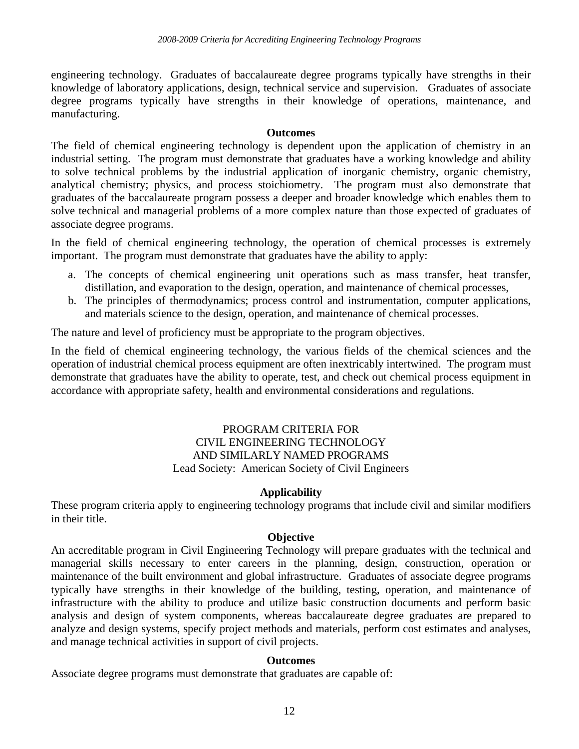engineering technology. Graduates of baccalaureate degree programs typically have strengths in their knowledge of laboratory applications, design, technical service and supervision. Graduates of associate degree programs typically have strengths in their knowledge of operations, maintenance, and manufacturing.

**Outcomes**

The field of chemical engineering technology is dependent upon the application of chemistry in an industrial setting. The program must demonstrate that graduates have a working knowledge and ability to solve technical problems by the industrial application of inorganic chemistry, organic chemistry, analytical chemistry; physics, and process stoichiometry. The program must also demonstrate that graduates of the baccalaureate program possess a deeper and broader knowledge which enables them to solve technical and managerial problems of a more complex nature than those expected of graduates of associate degree programs.

In the field of chemical engineering technology, the operation of chemical processes is extremely important. The program must demonstrate that graduates have the ability to apply:

a. The concepts of chemical engineering unit operations such as mass transfer, heat transfer, distillation, and evaporation to the design, operation, and maintenance of chemical processes,
b. The principles of thermodynamics; process control and instrumentation, computer applications, and materials science to the design, operation, and maintenance of chemical processes.

The nature and level of proficiency must be appropriate to the program objectives.

In the field of chemical engineering technology, the various fields of the chemical sciences and the operation of industrial chemical process equipment are often inextricably intertwined. The program must demonstrate that graduates have the ability to operate, test, and check out chemical process equipment in accordance with appropriate safety, health and environmental considerations and regulations.

## PROGRAM CRITERIA FOR CIVIL ENGINEERING TECHNOLOGY AND SIMILARLY NAMED PROGRAMS

Lead Society: American Society of Civil Engineers

**Applicability**

These program criteria apply to engineering technology programs that include civil and similar modifiers in their title.

**Objective**

An accreditable program in Civil Engineering Technology will prepare graduates with the technical and managerial skills necessary to enter careers in the planning, design, construction, operation or maintenance of the built environment and global infrastructure. Graduates of associate degree programs typically have strengths in their knowledge of the building, testing, operation, and maintenance of infrastructure with the ability to produce and utilize basic construction documents and perform basic analysis and design of system components, whereas baccalaureate degree graduates are prepared to analyze and design systems, specify project methods and materials, perform cost estimates and analyses, and manage technical activities in support of civil projects.

**Outcomes**

Associate degree programs must demonstrate that graduates are capable of: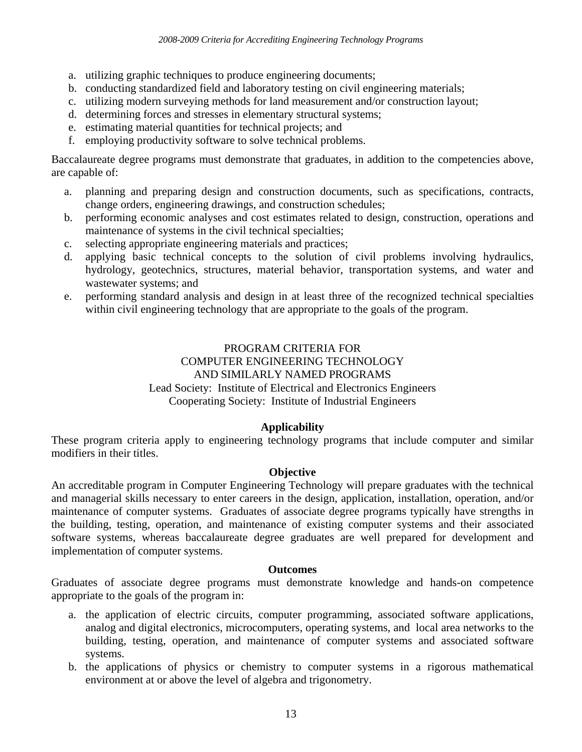a. utilizing graphic techniques to produce engineering documents;
b. conducting standardized field and laboratory testing on civil engineering materials;
c. utilizing modern surveying methods for land measurement and/or construction layout;
d. determining forces and stresses in elementary structural systems;
e. estimating material quantities for technical projects; and
f. employing productivity software to solve technical problems.

Baccalaureate degree programs must demonstrate that graduates, in addition to the competencies above, are capable of:

a. planning and preparing design and construction documents, such as specifications, contracts, change orders, engineering drawings, and construction schedules;
b. performing economic analyses and cost estimates related to design, construction, operations and maintenance of systems in the civil technical specialties;
c. selecting appropriate engineering materials and practices;
d. applying basic technical concepts to the solution of civil problems involving hydraulics, hydrology, geotechnics, structures, material behavior, transportation systems, and water and wastewater systems; and
e. performing standard analysis and design in at least three of the recognized technical specialties within civil engineering technology that are appropriate to the goals of the program.

## PROGRAM CRITERIA FOR COMPUTER ENGINEERING TECHNOLOGY AND SIMILARLY NAMED PROGRAMS

Lead Society: Institute of Electrical and Electronics Engineers
Cooperating Society: Institute of Industrial Engineers

### Applicability

These program criteria apply to engineering technology programs that include computer and similar modifiers in their titles.

### Objective

An accreditable program in Computer Engineering Technology will prepare graduates with the technical and managerial skills necessary to enter careers in the design, application, installation, operation, and/or maintenance of computer systems. Graduates of associate degree programs typically have strengths in the building, testing, operation, and maintenance of existing computer systems and their associated software systems, whereas baccalaureate degree graduates are well prepared for development and implementation of computer systems.

### Outcomes

Graduates of associate degree programs must demonstrate knowledge and hands-on competence appropriate to the goals of the program in:

a. the application of electric circuits, computer programming, associated software applications, analog and digital electronics, microcomputers, operating systems, and local area networks to the building, testing, operation, and maintenance of computer systems and associated software systems.
b. the applications of physics or chemistry to computer systems in a rigorous mathematical environment at or above the level of algebra and trigonometry.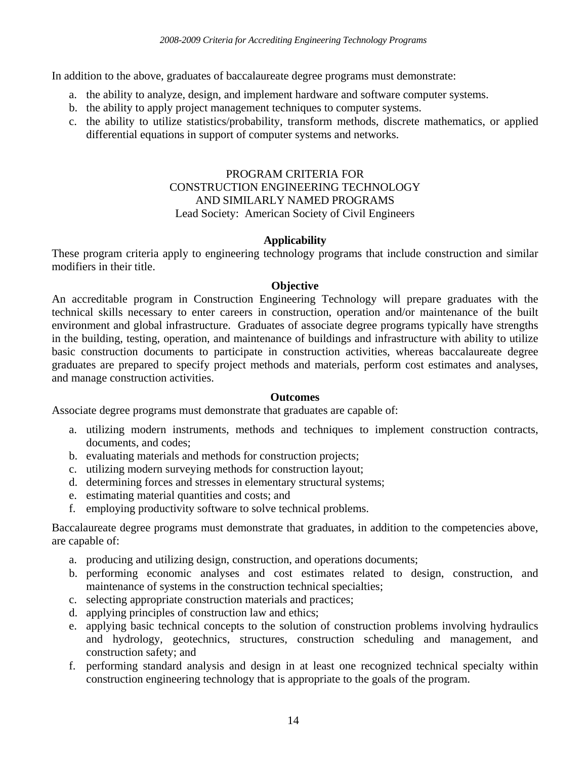In addition to the above, graduates of baccalaureate degree programs must demonstrate:

a. the ability to analyze, design, and implement hardware and software computer systems.
b. the ability to apply project management techniques to computer systems.
c. the ability to utilize statistics/probability, transform methods, discrete mathematics, or applied differential equations in support of computer systems and networks.

## PROGRAM CRITERIA FOR CONSTRUCTION ENGINEERING TECHNOLOGY AND SIMILARLY NAMED PROGRAMS

Lead Society: American Society of Civil Engineers

### Applicability

These program criteria apply to engineering technology programs that include construction and similar modifiers in their title.

### Objective

An accreditable program in Construction Engineering Technology will prepare graduates with the technical skills necessary to enter careers in construction, operation and/or maintenance of the built environment and global infrastructure. Graduates of associate degree programs typically have strengths in the building, testing, operation, and maintenance of buildings and infrastructure with ability to utilize basic construction documents to participate in construction activities, whereas baccalaureate degree graduates are prepared to specify project methods and materials, perform cost estimates and analyses, and manage construction activities.

### Outcomes

Associate degree programs must demonstrate that graduates are capable of:

a. utilizing modern instruments, methods and techniques to implement construction contracts, documents, and codes;
b. evaluating materials and methods for construction projects;
c. utilizing modern surveying methods for construction layout;
d. determining forces and stresses in elementary structural systems;
e. estimating material quantities and costs; and
f. employing productivity software to solve technical problems.

Baccalaureate degree programs must demonstrate that graduates, in addition to the competencies above, are capable of:

a. producing and utilizing design, construction, and operations documents;
b. performing economic analyses and cost estimates related to design, construction, and maintenance of systems in the construction technical specialties;
c. selecting appropriate construction materials and practices;
d. applying principles of construction law and ethics;
e. applying basic technical concepts to the solution of construction problems involving hydraulics and hydrology, geotechnics, structures, construction scheduling and management, and construction safety; and
f. performing standard analysis and design in at least one recognized technical specialty within construction engineering technology that is appropriate to the goals of the program.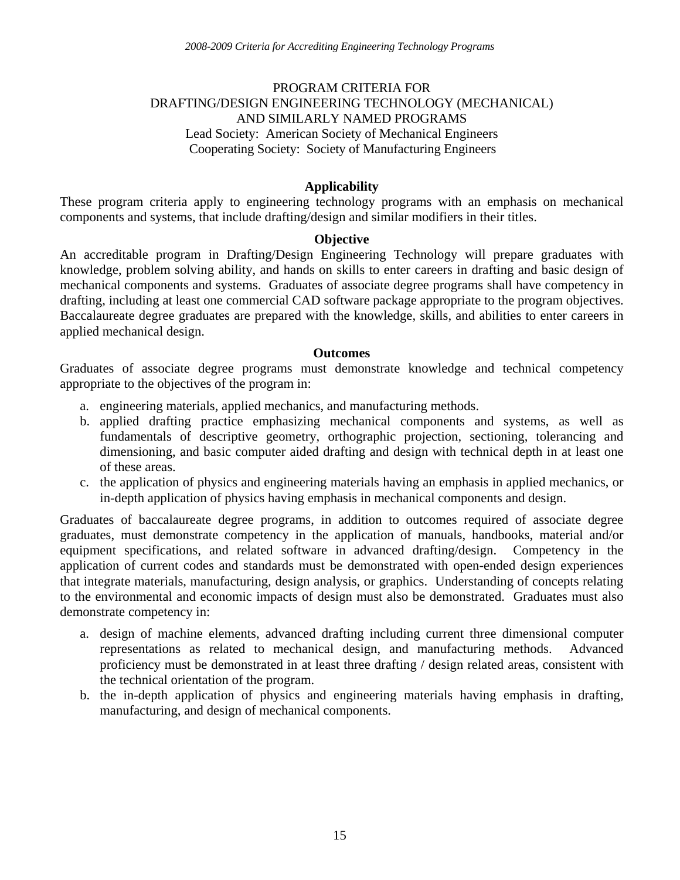PROGRAM CRITERIA FOR
DRAFTING/DESIGN ENGINEERING TECHNOLOGY (MECHANICAL)
AND SIMILARLY NAMED PROGRAMS
Lead Society: American Society of Mechanical Engineers
Cooperating Society: Society of Manufacturing Engineers

**Applicability**

These program criteria apply to engineering technology programs with an emphasis on mechanical components and systems, that include drafting/design and similar modifiers in their titles.

**Objective**

An accreditable program in Drafting/Design Engineering Technology will prepare graduates with knowledge, problem solving ability, and hands on skills to enter careers in drafting and basic design of mechanical components and systems. Graduates of associate degree programs shall have competency in drafting, including at least one commercial CAD software package appropriate to the program objectives. Baccalaureate degree graduates are prepared with the knowledge, skills, and abilities to enter careers in applied mechanical design.

**Outcomes**

Graduates of associate degree programs must demonstrate knowledge and technical competency appropriate to the objectives of the program in:

a. engineering materials, applied mechanics, and manufacturing methods.
b. applied drafting practice emphasizing mechanical components and systems, as well as fundamentals of descriptive geometry, orthographic projection, sectioning, tolerancing and dimensioning, and basic computer aided drafting and design with technical depth in at least one of these areas.
c. the application of physics and engineering materials having an emphasis in applied mechanics, or in-depth application of physics having emphasis in mechanical components and design.

Graduates of baccalaureate degree programs, in addition to outcomes required of associate degree graduates, must demonstrate competency in the application of manuals, handbooks, material and/or equipment specifications, and related software in advanced drafting/design. Competency in the application of current codes and standards must be demonstrated with open-ended design experiences that integrate materials, manufacturing, design analysis, or graphics. Understanding of concepts relating to the environmental and economic impacts of design must also be demonstrated. Graduates must also demonstrate competency in:

a. design of machine elements, advanced drafting including current three dimensional computer representations as related to mechanical design, and manufacturing methods. Advanced proficiency must be demonstrated in at least three drafting / design related areas, consistent with the technical orientation of the program.
b. the in-depth application of physics and engineering materials having emphasis in drafting, manufacturing, and design of mechanical components.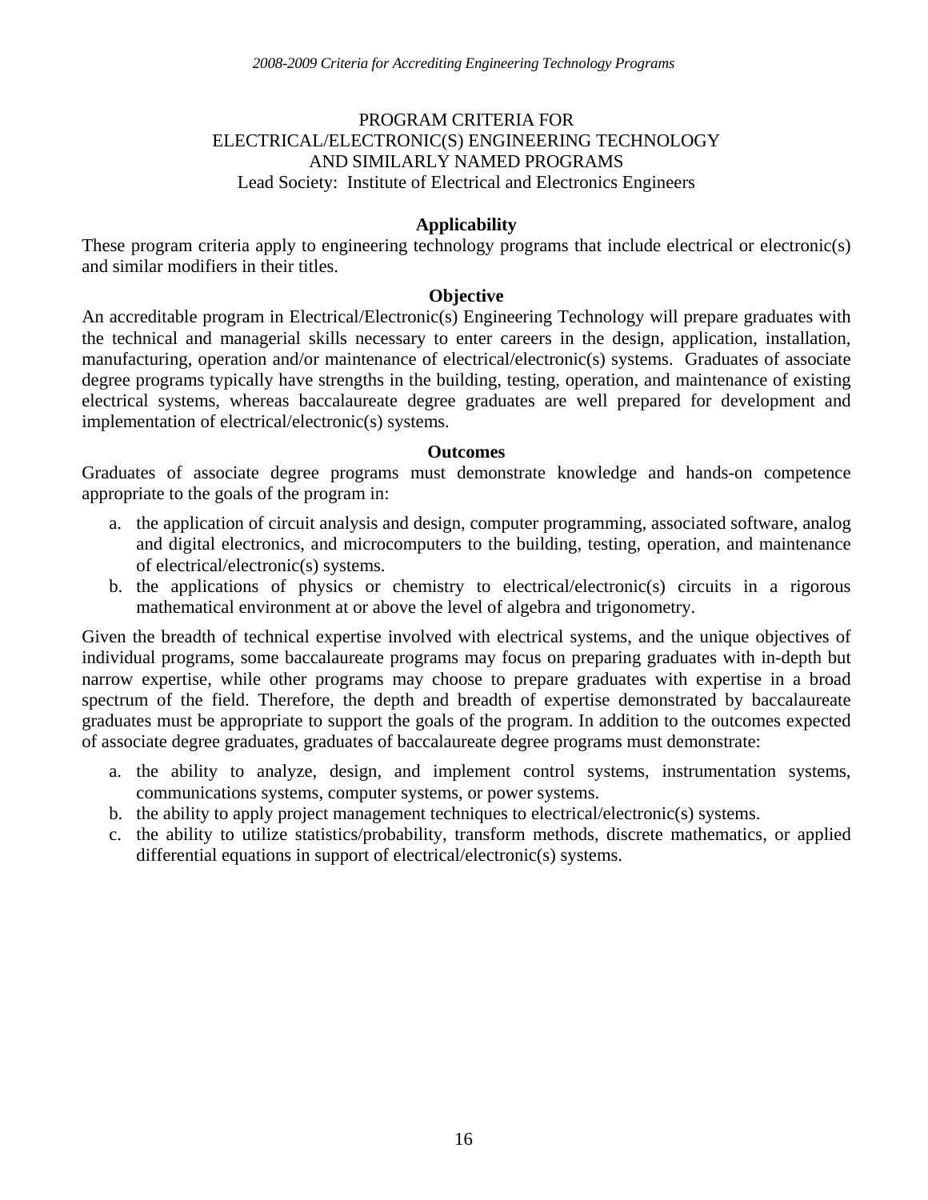# PROGRAM CRITERIA FOR ELECTRICAL/ELECTRONIC(S) ENGINEERING TECHNOLOGY AND SIMILARLY NAMED PROGRAMS

Lead Society: Institute of Electrical and Electronics Engineers

### Applicability

These program criteria apply to engineering technology programs that include electrical or electronic(s) and similar modifiers in their titles.

### Objective

An accreditable program in Electrical/Electronic(s) Engineering Technology will prepare graduates with the technical and managerial skills necessary to enter careers in the design, application, installation, manufacturing, operation and/or maintenance of electrical/electronic(s) systems. Graduates of associate degree programs typically have strengths in the building, testing, operation, and maintenance of existing electrical systems, whereas baccalaureate degree graduates are well prepared for development and implementation of electrical/electronic(s) systems.

### Outcomes

Graduates of associate degree programs must demonstrate knowledge and hands-on competence appropriate to the goals of the program in:

a. the application of circuit analysis and design, computer programming, associated software, analog and digital electronics, and microcomputers to the building, testing, operation, and maintenance of electrical/electronic(s) systems.
b. the applications of physics or chemistry to electrical/electronic(s) circuits in a rigorous mathematical environment at or above the level of algebra and trigonometry.

Given the breadth of technical expertise involved with electrical systems, and the unique objectives of individual programs, some baccalaureate programs may focus on preparing graduates with in-depth but narrow expertise, while other programs may choose to prepare graduates with expertise in a broad spectrum of the field. Therefore, the depth and breadth of expertise demonstrated by baccalaureate graduates must be appropriate to support the goals of the program. In addition to the outcomes expected of associate degree graduates, graduates of baccalaureate degree programs must demonstrate:

a. the ability to analyze, design, and implement control systems, instrumentation systems, communications systems, computer systems, or power systems.
b. the ability to apply project management techniques to electrical/electronic(s) systems.
c. the ability to utilize statistics/probability, transform methods, discrete mathematics, or applied differential equations in support of electrical/electronic(s) systems.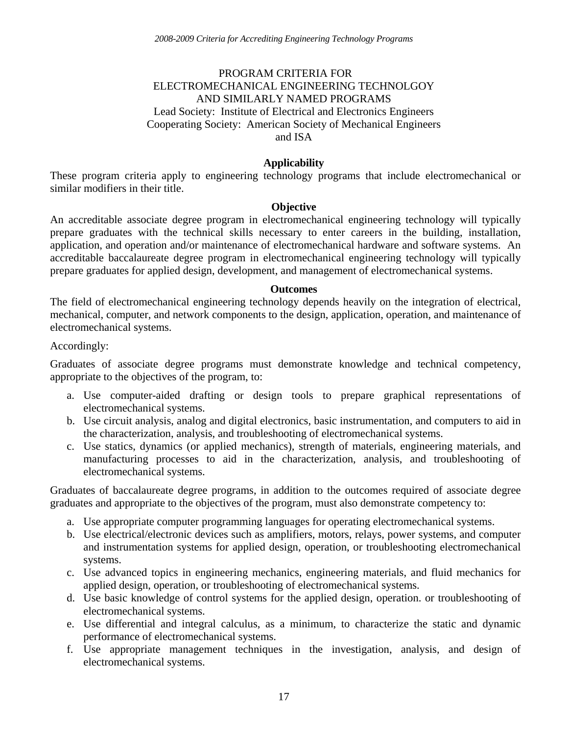## PROGRAM CRITERIA FOR ELECTROMECHANICAL ENGINEERING TECHNOLGOY AND SIMILARLY NAMED PROGRAMS

Lead Society: Institute of Electrical and Electronics Engineers
Cooperating Society: American Society of Mechanical Engineers and ISA

### Applicability

These program criteria apply to engineering technology programs that include electromechanical or similar modifiers in their title.

### Objective

An accreditable associate degree program in electromechanical engineering technology will typically prepare graduates with the technical skills necessary to enter careers in the building, installation, application, and operation and/or maintenance of electromechanical hardware and software systems. An accreditable baccalaureate degree program in electromechanical engineering technology will typically prepare graduates for applied design, development, and management of electromechanical systems.

### Outcomes

The field of electromechanical engineering technology depends heavily on the integration of electrical, mechanical, computer, and network components to the design, application, operation, and maintenance of electromechanical systems.

Accordingly:

Graduates of associate degree programs must demonstrate knowledge and technical competency, appropriate to the objectives of the program, to:

a. Use computer-aided drafting or design tools to prepare graphical representations of electromechanical systems.
b. Use circuit analysis, analog and digital electronics, basic instrumentation, and computers to aid in the characterization, analysis, and troubleshooting of electromechanical systems.
c. Use statics, dynamics (or applied mechanics), strength of materials, engineering materials, and manufacturing processes to aid in the characterization, analysis, and troubleshooting of electromechanical systems.

Graduates of baccalaureate degree programs, in addition to the outcomes required of associate degree graduates and appropriate to the objectives of the program, must also demonstrate competency to:

a. Use appropriate computer programming languages for operating electromechanical systems.
b. Use electrical/electronic devices such as amplifiers, motors, relays, power systems, and computer and instrumentation systems for applied design, operation, or troubleshooting electromechanical systems.
c. Use advanced topics in engineering mechanics, engineering materials, and fluid mechanics for applied design, operation, or troubleshooting of electromechanical systems.
d. Use basic knowledge of control systems for the applied design, operation. or troubleshooting of electromechanical systems.
e. Use differential and integral calculus, as a minimum, to characterize the static and dynamic performance of electromechanical systems.
f. Use appropriate management techniques in the investigation, analysis, and design of electromechanical systems.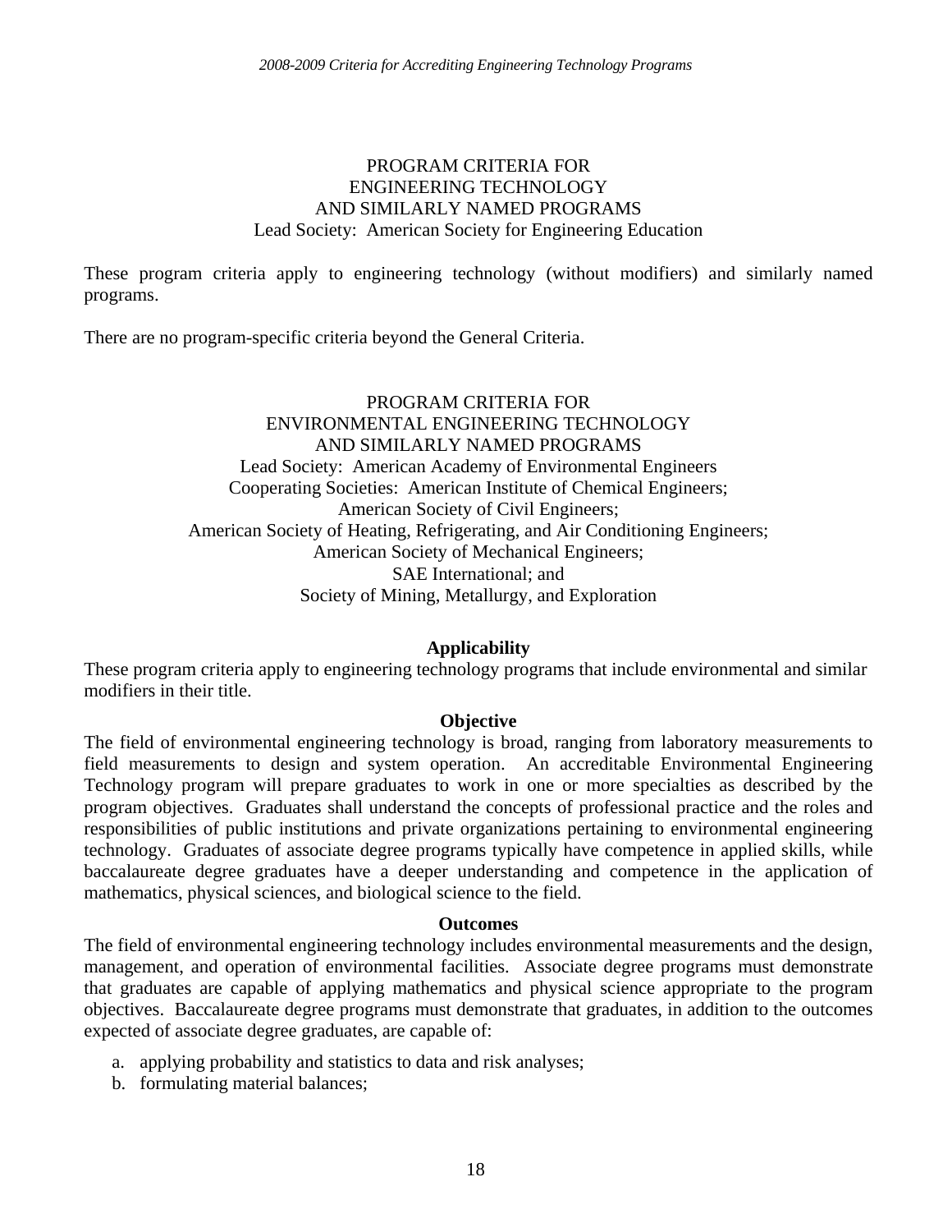## PROGRAM CRITERIA FOR ENGINEERING TECHNOLOGY AND SIMILARLY NAMED PROGRAMS

Lead Society: American Society for Engineering Education

These program criteria apply to engineering technology (without modifiers) and similarly named programs.

There are no program-specific criteria beyond the General Criteria.

## PROGRAM CRITERIA FOR ENVIRONMENTAL ENGINEERING TECHNOLOGY AND SIMILARLY NAMED PROGRAMS

Lead Society: American Academy of Environmental Engineers
Cooperating Societies: American Institute of Chemical Engineers;
American Society of Civil Engineers;
American Society of Heating, Refrigerating, and Air Conditioning Engineers;
American Society of Mechanical Engineers;
SAE International; and
Society of Mining, Metallurgy, and Exploration

### Applicability

These program criteria apply to engineering technology programs that include environmental and similar modifiers in their title.

### Objective

The field of environmental engineering technology is broad, ranging from laboratory measurements to field measurements to design and system operation. An accreditable Environmental Engineering Technology program will prepare graduates to work in one or more specialties as described by the program objectives. Graduates shall understand the concepts of professional practice and the roles and responsibilities of public institutions and private organizations pertaining to environmental engineering technology. Graduates of associate degree programs typically have competence in applied skills, while baccalaureate degree graduates have a deeper understanding and competence in the application of mathematics, physical sciences, and biological science to the field.

### Outcomes

The field of environmental engineering technology includes environmental measurements and the design, management, and operation of environmental facilities. Associate degree programs must demonstrate that graduates are capable of applying mathematics and physical science appropriate to the program objectives. Baccalaureate degree programs must demonstrate that graduates, in addition to the outcomes expected of associate degree graduates, are capable of:

a. applying probability and statistics to data and risk analyses;
b. formulating material balances;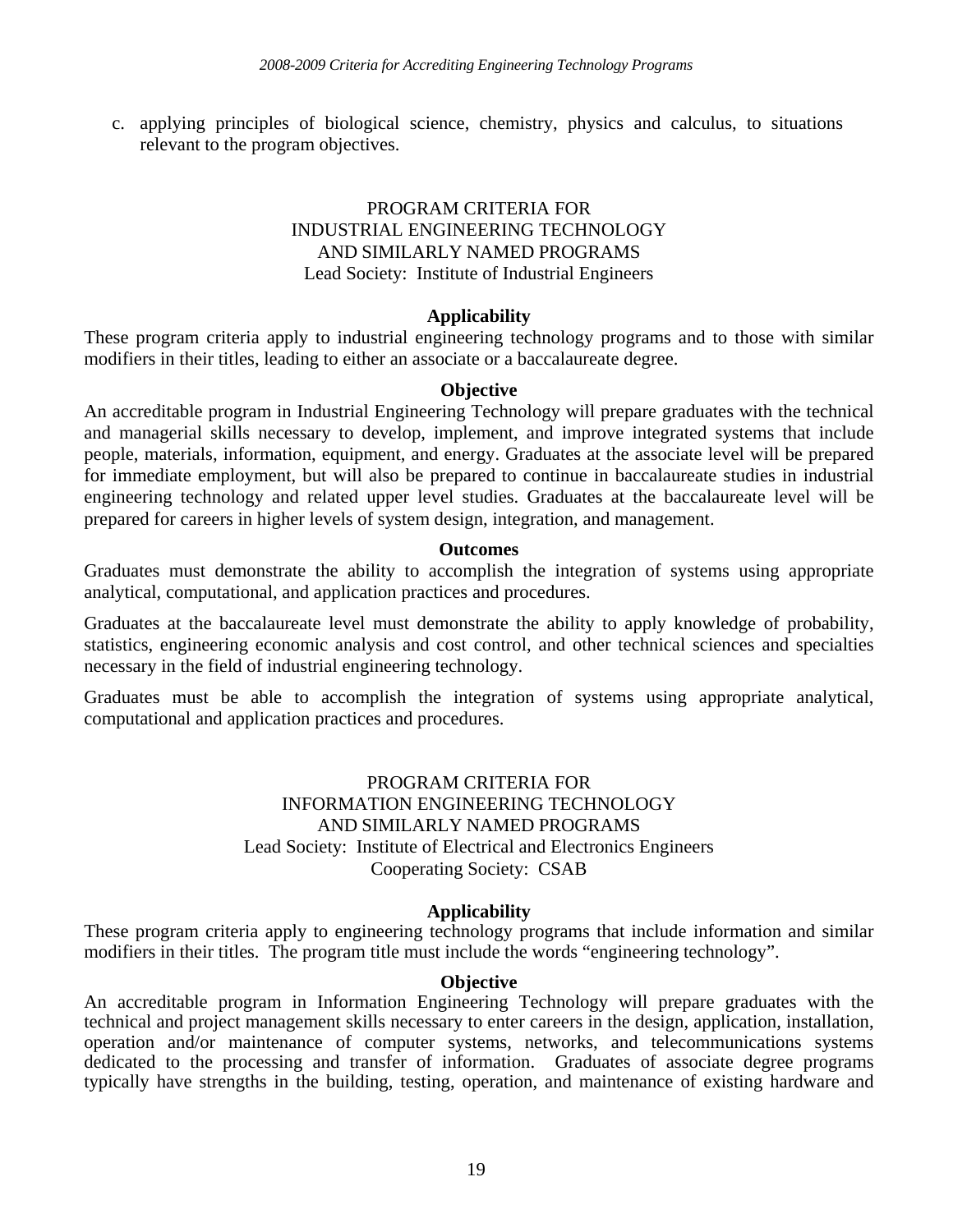c. applying principles of biological science, chemistry, physics and calculus, to situations relevant to the program objectives.

## PROGRAM CRITERIA FOR INDUSTRIAL ENGINEERING TECHNOLOGY AND SIMILARLY NAMED PROGRAMS

Lead Society: Institute of Industrial Engineers

### Applicability

These program criteria apply to industrial engineering technology programs and to those with similar modifiers in their titles, leading to either an associate or a baccalaureate degree.

### Objective

An accreditable program in Industrial Engineering Technology will prepare graduates with the technical and managerial skills necessary to develop, implement, and improve integrated systems that include people, materials, information, equipment, and energy. Graduates at the associate level will be prepared for immediate employment, but will also be prepared to continue in baccalaureate studies in industrial engineering technology and related upper level studies. Graduates at the baccalaureate level will be prepared for careers in higher levels of system design, integration, and management.

### Outcomes

Graduates must demonstrate the ability to accomplish the integration of systems using appropriate analytical, computational, and application practices and procedures.

Graduates at the baccalaureate level must demonstrate the ability to apply knowledge of probability, statistics, engineering economic analysis and cost control, and other technical sciences and specialties necessary in the field of industrial engineering technology.

Graduates must be able to accomplish the integration of systems using appropriate analytical, computational and application practices and procedures.

## PROGRAM CRITERIA FOR INFORMATION ENGINEERING TECHNOLOGY AND SIMILARLY NAMED PROGRAMS

Lead Society: Institute of Electrical and Electronics Engineers
Cooperating Society: CSAB

### Applicability

These program criteria apply to engineering technology programs that include information and similar modifiers in their titles. The program title must include the words "engineering technology".

### Objective

An accreditable program in Information Engineering Technology will prepare graduates with the technical and project management skills necessary to enter careers in the design, application, installation, operation and/or maintenance of computer systems, networks, and telecommunications systems dedicated to the processing and transfer of information. Graduates of associate degree programs typically have strengths in the building, testing, operation, and maintenance of existing hardware and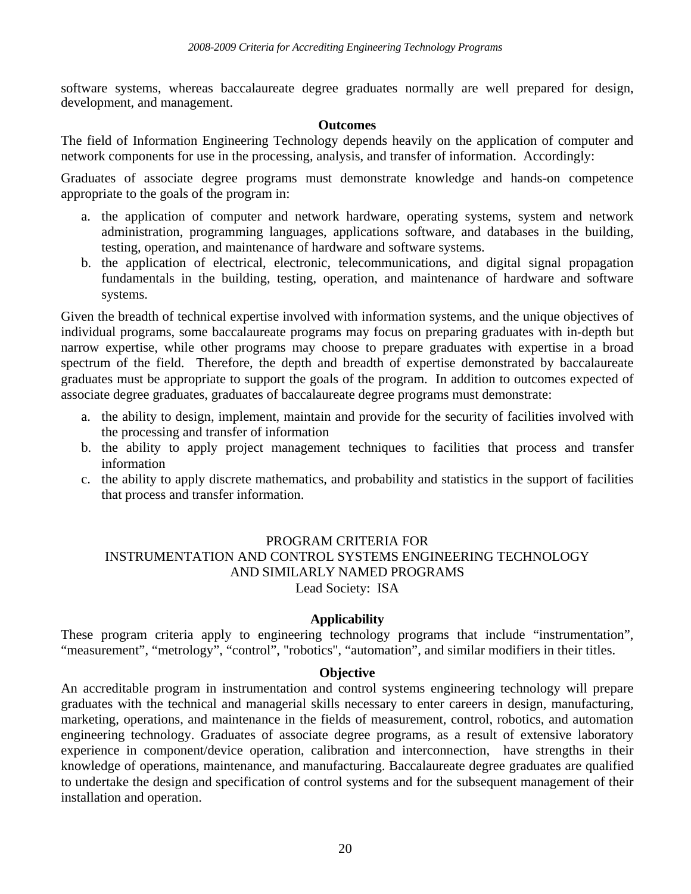software systems, whereas baccalaureate degree graduates normally are well prepared for design, development, and management.

**Outcomes**

The field of Information Engineering Technology depends heavily on the application of computer and network components for use in the processing, analysis, and transfer of information. Accordingly:

Graduates of associate degree programs must demonstrate knowledge and hands-on competence appropriate to the goals of the program in:

a. the application of computer and network hardware, operating systems, system and network administration, programming languages, applications software, and databases in the building, testing, operation, and maintenance of hardware and software systems.
b. the application of electrical, electronic, telecommunications, and digital signal propagation fundamentals in the building, testing, operation, and maintenance of hardware and software systems.

Given the breadth of technical expertise involved with information systems, and the unique objectives of individual programs, some baccalaureate programs may focus on preparing graduates with in-depth but narrow expertise, while other programs may choose to prepare graduates with expertise in a broad spectrum of the field. Therefore, the depth and breadth of expertise demonstrated by baccalaureate graduates must be appropriate to support the goals of the program. In addition to outcomes expected of associate degree graduates, graduates of baccalaureate degree programs must demonstrate:

a. the ability to design, implement, maintain and provide for the security of facilities involved with the processing and transfer of information
b. the ability to apply project management techniques to facilities that process and transfer information
c. the ability to apply discrete mathematics, and probability and statistics in the support of facilities that process and transfer information.

## PROGRAM CRITERIA FOR INSTRUMENTATION AND CONTROL SYSTEMS ENGINEERING TECHNOLOGY AND SIMILARLY NAMED PROGRAMS

Lead Society: ISA

**Applicability**

These program criteria apply to engineering technology programs that include “instrumentation”, “measurement”, “metrology”, “control”, "robotics", “automation”, and similar modifiers in their titles.

**Objective**

An accreditable program in instrumentation and control systems engineering technology will prepare graduates with the technical and managerial skills necessary to enter careers in design, manufacturing, marketing, operations, and maintenance in the fields of measurement, control, robotics, and automation engineering technology. Graduates of associate degree programs, as a result of extensive laboratory experience in component/device operation, calibration and interconnection, have strengths in their knowledge of operations, maintenance, and manufacturing. Baccalaureate degree graduates are qualified to undertake the design and specification of control systems and for the subsequent management of their installation and operation.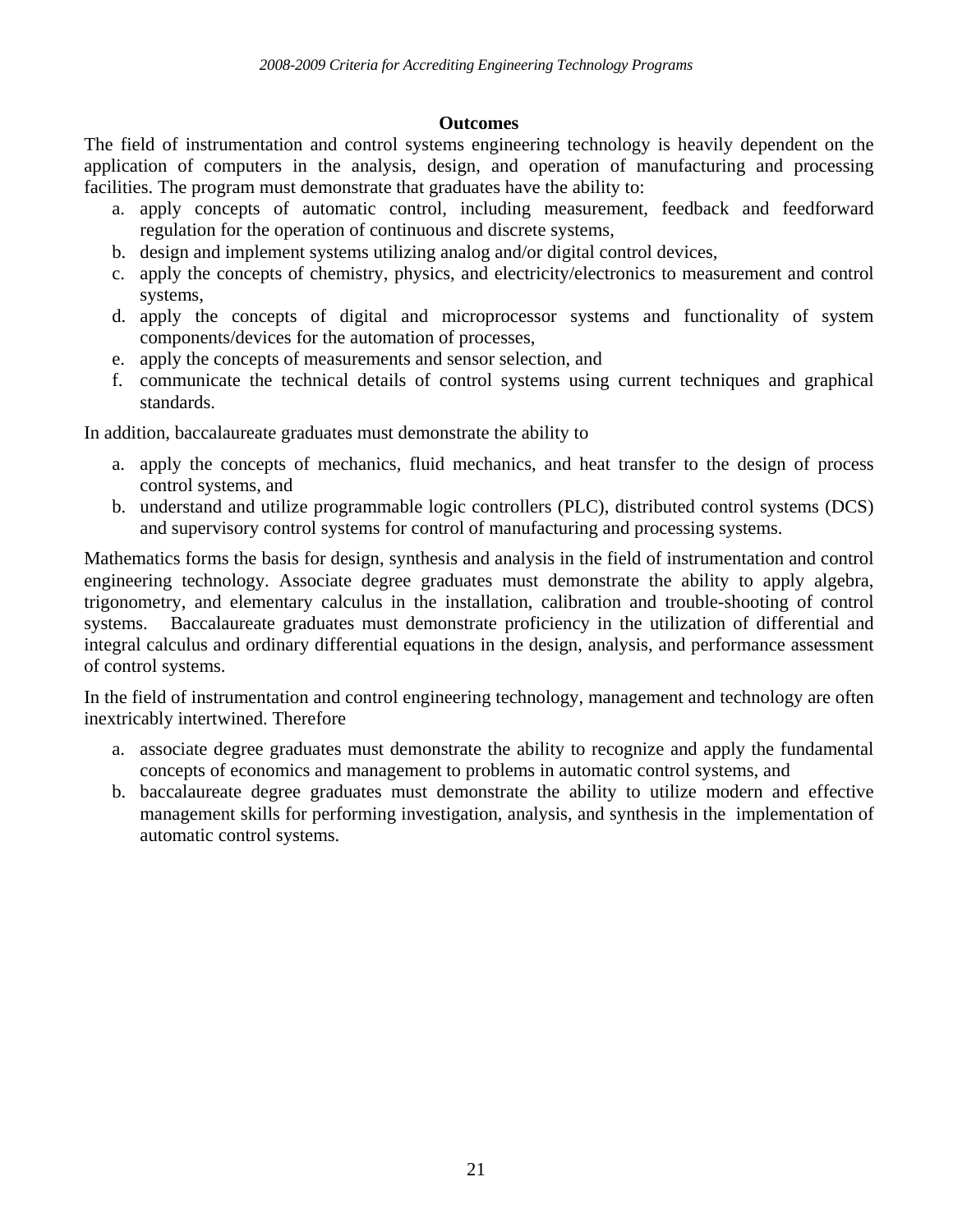**Outcomes**

The field of instrumentation and control systems engineering technology is heavily dependent on the application of computers in the analysis, design, and operation of manufacturing and processing facilities. The program must demonstrate that graduates have the ability to:

a. apply concepts of automatic control, including measurement, feedback and feedforward regulation for the operation of continuous and discrete systems,
b. design and implement systems utilizing analog and/or digital control devices,
c. apply the concepts of chemistry, physics, and electricity/electronics to measurement and control systems,
d. apply the concepts of digital and microprocessor systems and functionality of system components/devices for the automation of processes,
e. apply the concepts of measurements and sensor selection, and
f. communicate the technical details of control systems using current techniques and graphical standards.

In addition, baccalaureate graduates must demonstrate the ability to

a. apply the concepts of mechanics, fluid mechanics, and heat transfer to the design of process control systems, and
b. understand and utilize programmable logic controllers (PLC), distributed control systems (DCS) and supervisory control systems for control of manufacturing and processing systems.

Mathematics forms the basis for design, synthesis and analysis in the field of instrumentation and control engineering technology. Associate degree graduates must demonstrate the ability to apply algebra, trigonometry, and elementary calculus in the installation, calibration and trouble-shooting of control systems. Baccalaureate graduates must demonstrate proficiency in the utilization of differential and integral calculus and ordinary differential equations in the design, analysis, and performance assessment of control systems.

In the field of instrumentation and control engineering technology, management and technology are often inextricably intertwined. Therefore

a. associate degree graduates must demonstrate the ability to recognize and apply the fundamental concepts of economics and management to problems in automatic control systems, and
b. baccalaureate degree graduates must demonstrate the ability to utilize modern and effective management skills for performing investigation, analysis, and synthesis in the implementation of automatic control systems.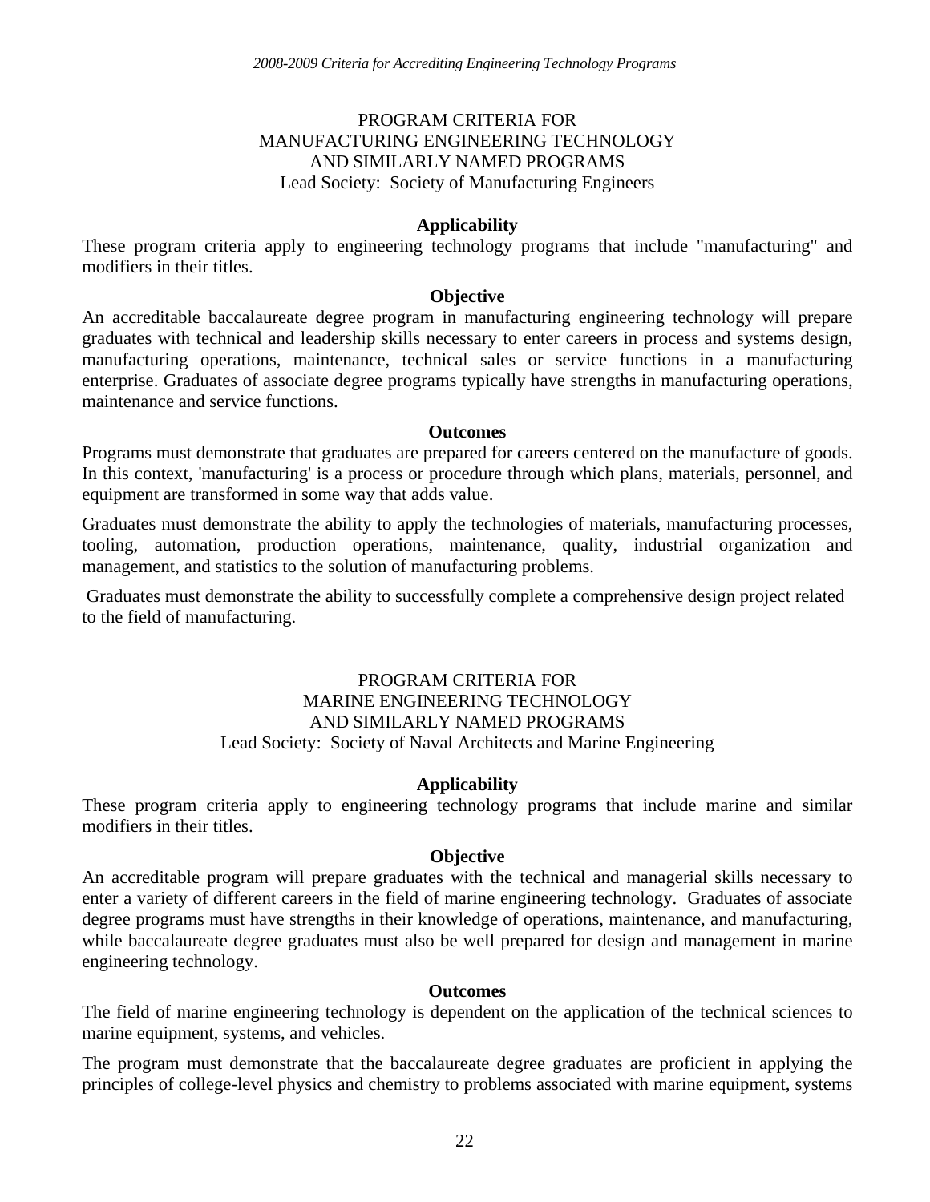## PROGRAM CRITERIA FOR MANUFACTURING ENGINEERING TECHNOLOGY AND SIMILARLY NAMED PROGRAMS

Lead Society: Society of Manufacturing Engineers

### Applicability

These program criteria apply to engineering technology programs that include "manufacturing" and modifiers in their titles.

### Objective

An accreditable baccalaureate degree program in manufacturing engineering technology will prepare graduates with technical and leadership skills necessary to enter careers in process and systems design, manufacturing operations, maintenance, technical sales or service functions in a manufacturing enterprise. Graduates of associate degree programs typically have strengths in manufacturing operations, maintenance and service functions.

### Outcomes

Programs must demonstrate that graduates are prepared for careers centered on the manufacture of goods. In this context, 'manufacturing' is a process or procedure through which plans, materials, personnel, and equipment are transformed in some way that adds value.

Graduates must demonstrate the ability to apply the technologies of materials, manufacturing processes, tooling, automation, production operations, maintenance, quality, industrial organization and management, and statistics to the solution of manufacturing problems.

Graduates must demonstrate the ability to successfully complete a comprehensive design project related to the field of manufacturing.

## PROGRAM CRITERIA FOR MARINE ENGINEERING TECHNOLOGY AND SIMILARLY NAMED PROGRAMS

Lead Society: Society of Naval Architects and Marine Engineering

### Applicability

These program criteria apply to engineering technology programs that include marine and similar modifiers in their titles.

### Objective

An accreditable program will prepare graduates with the technical and managerial skills necessary to enter a variety of different careers in the field of marine engineering technology. Graduates of associate degree programs must have strengths in their knowledge of operations, maintenance, and manufacturing, while baccalaureate degree graduates must also be well prepared for design and management in marine engineering technology.

### Outcomes

The field of marine engineering technology is dependent on the application of the technical sciences to marine equipment, systems, and vehicles.

The program must demonstrate that the baccalaureate degree graduates are proficient in applying the principles of college-level physics and chemistry to problems associated with marine equipment, systems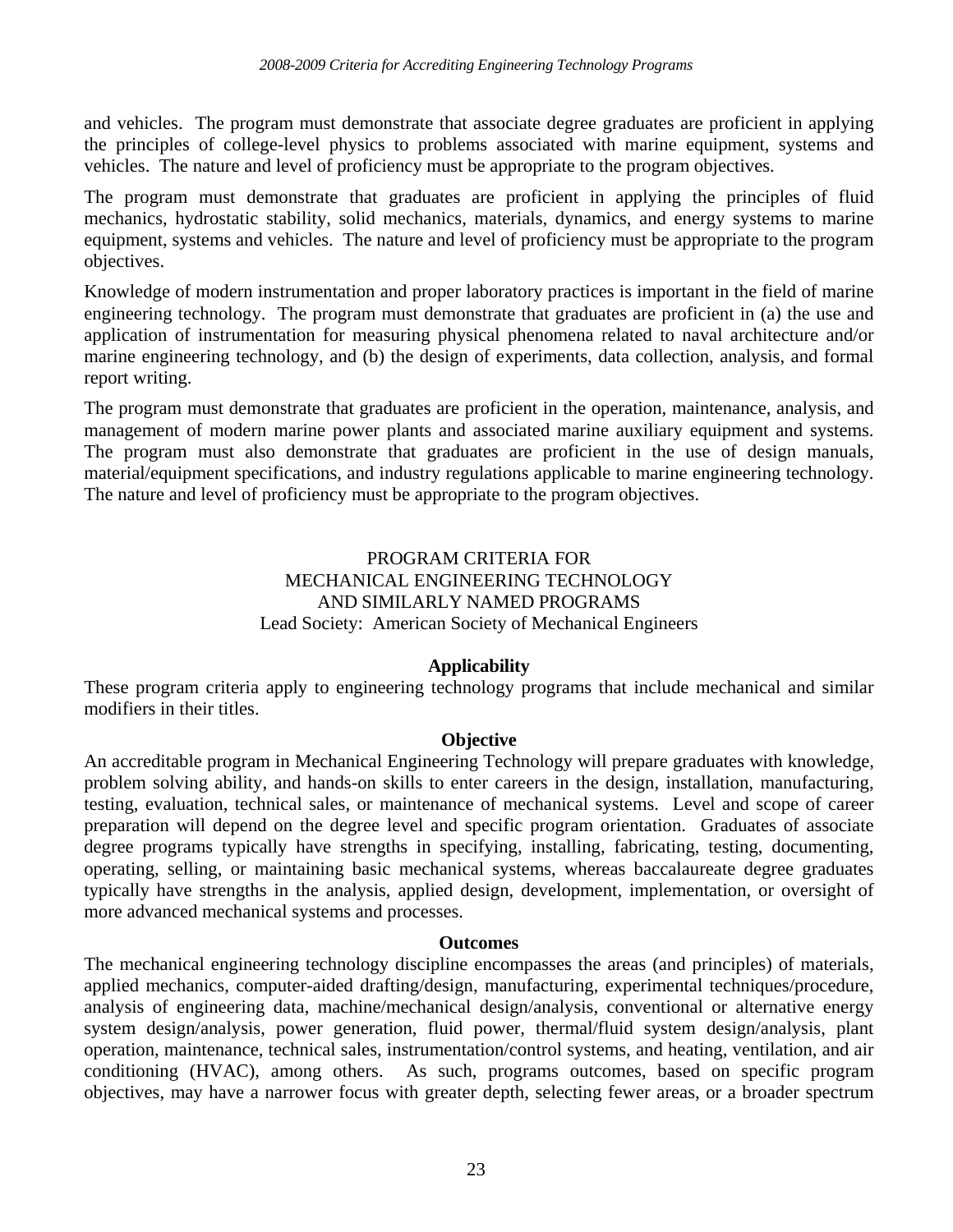and vehicles. The program must demonstrate that associate degree graduates are proficient in applying the principles of college-level physics to problems associated with marine equipment, systems and vehicles. The nature and level of proficiency must be appropriate to the program objectives.

The program must demonstrate that graduates are proficient in applying the principles of fluid mechanics, hydrostatic stability, solid mechanics, materials, dynamics, and energy systems to marine equipment, systems and vehicles. The nature and level of proficiency must be appropriate to the program objectives.

Knowledge of modern instrumentation and proper laboratory practices is important in the field of marine engineering technology. The program must demonstrate that graduates are proficient in (a) the use and application of instrumentation for measuring physical phenomena related to naval architecture and/or marine engineering technology, and (b) the design of experiments, data collection, analysis, and formal report writing.

The program must demonstrate that graduates are proficient in the operation, maintenance, analysis, and management of modern marine power plants and associated marine auxiliary equipment and systems. The program must also demonstrate that graduates are proficient in the use of design manuals, material/equipment specifications, and industry regulations applicable to marine engineering technology. The nature and level of proficiency must be appropriate to the program objectives.

## PROGRAM CRITERIA FOR MECHANICAL ENGINEERING TECHNOLOGY AND SIMILARLY NAMED PROGRAMS

Lead Society: American Society of Mechanical Engineers

**Applicability**

These program criteria apply to engineering technology programs that include mechanical and similar modifiers in their titles.

**Objective**

An accreditable program in Mechanical Engineering Technology will prepare graduates with knowledge, problem solving ability, and hands-on skills to enter careers in the design, installation, manufacturing, testing, evaluation, technical sales, or maintenance of mechanical systems. Level and scope of career preparation will depend on the degree level and specific program orientation. Graduates of associate degree programs typically have strengths in specifying, installing, fabricating, testing, documenting, operating, selling, or maintaining basic mechanical systems, whereas baccalaureate degree graduates typically have strengths in the analysis, applied design, development, implementation, or oversight of more advanced mechanical systems and processes.

**Outcomes**

The mechanical engineering technology discipline encompasses the areas (and principles) of materials, applied mechanics, computer-aided drafting/design, manufacturing, experimental techniques/procedure, analysis of engineering data, machine/mechanical design/analysis, conventional or alternative energy system design/analysis, power generation, fluid power, thermal/fluid system design/analysis, plant operation, maintenance, technical sales, instrumentation/control systems, and heating, ventilation, and air conditioning (HVAC), among others. As such, programs outcomes, based on specific program objectives, may have a narrower focus with greater depth, selecting fewer areas, or a broader spectrum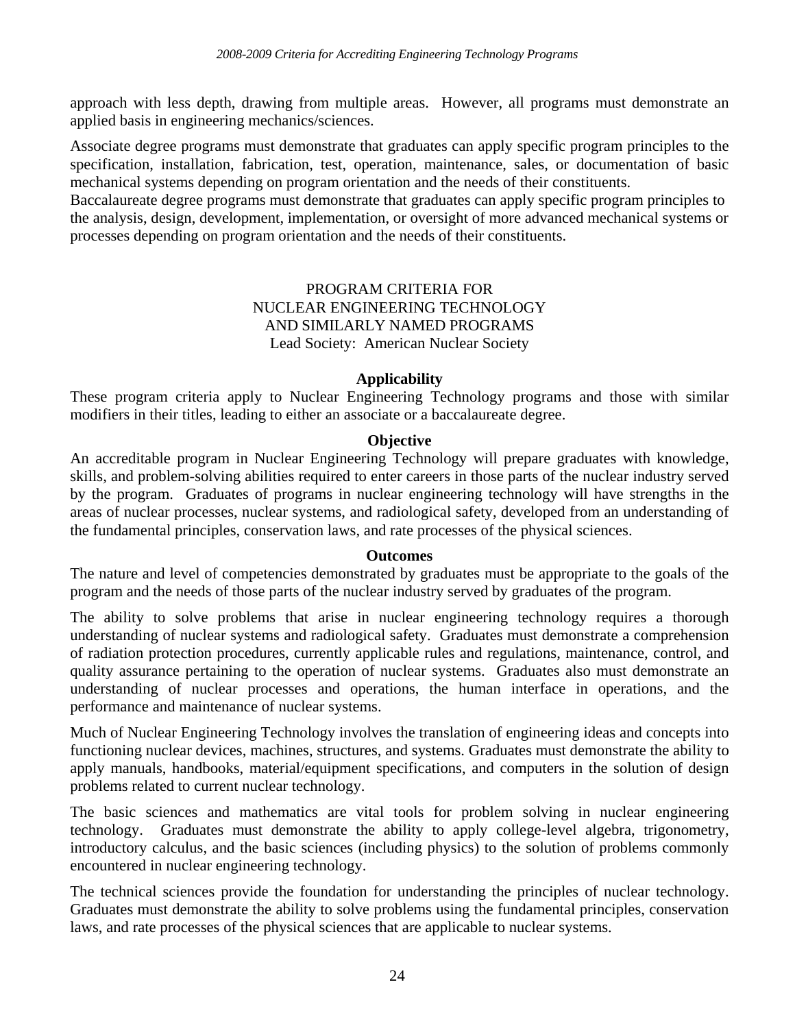approach with less depth, drawing from multiple areas. However, all programs must demonstrate an applied basis in engineering mechanics/sciences.

Associate degree programs must demonstrate that graduates can apply specific program principles to the specification, installation, fabrication, test, operation, maintenance, sales, or documentation of basic mechanical systems depending on program orientation and the needs of their constituents.

Baccalaureate degree programs must demonstrate that graduates can apply specific program principles to the analysis, design, development, implementation, or oversight of more advanced mechanical systems or processes depending on program orientation and the needs of their constituents.

## PROGRAM CRITERIA FOR NUCLEAR ENGINEERING TECHNOLOGY AND SIMILARLY NAMED PROGRAMS

Lead Society: American Nuclear Society

### Applicability

These program criteria apply to Nuclear Engineering Technology programs and those with similar modifiers in their titles, leading to either an associate or a baccalaureate degree.

### Objective

An accreditable program in Nuclear Engineering Technology will prepare graduates with knowledge, skills, and problem-solving abilities required to enter careers in those parts of the nuclear industry served by the program. Graduates of programs in nuclear engineering technology will have strengths in the areas of nuclear processes, nuclear systems, and radiological safety, developed from an understanding of the fundamental principles, conservation laws, and rate processes of the physical sciences.

### Outcomes

The nature and level of competencies demonstrated by graduates must be appropriate to the goals of the program and the needs of those parts of the nuclear industry served by graduates of the program.

The ability to solve problems that arise in nuclear engineering technology requires a thorough understanding of nuclear systems and radiological safety. Graduates must demonstrate a comprehension of radiation protection procedures, currently applicable rules and regulations, maintenance, control, and quality assurance pertaining to the operation of nuclear systems. Graduates also must demonstrate an understanding of nuclear processes and operations, the human interface in operations, and the performance and maintenance of nuclear systems.

Much of Nuclear Engineering Technology involves the translation of engineering ideas and concepts into functioning nuclear devices, machines, structures, and systems. Graduates must demonstrate the ability to apply manuals, handbooks, material/equipment specifications, and computers in the solution of design problems related to current nuclear technology.

The basic sciences and mathematics are vital tools for problem solving in nuclear engineering technology. Graduates must demonstrate the ability to apply college-level algebra, trigonometry, introductory calculus, and the basic sciences (including physics) to the solution of problems commonly encountered in nuclear engineering technology.

The technical sciences provide the foundation for understanding the principles of nuclear technology. Graduates must demonstrate the ability to solve problems using the fundamental principles, conservation laws, and rate processes of the physical sciences that are applicable to nuclear systems.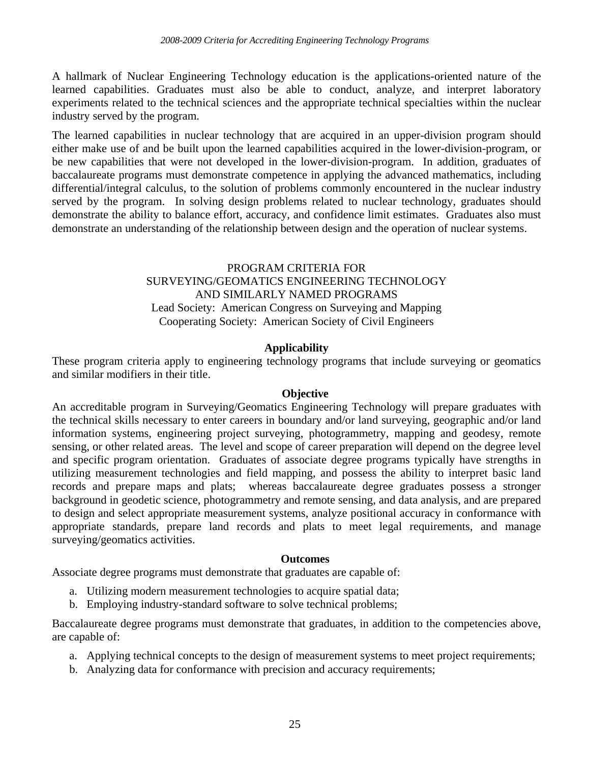A hallmark of Nuclear Engineering Technology education is the applications-oriented nature of the learned capabilities. Graduates must also be able to conduct, analyze, and interpret laboratory experiments related to the technical sciences and the appropriate technical specialties within the nuclear industry served by the program.

The learned capabilities in nuclear technology that are acquired in an upper-division program should either make use of and be built upon the learned capabilities acquired in the lower-division-program, or be new capabilities that were not developed in the lower-division-program. In addition, graduates of baccalaureate programs must demonstrate competence in applying the advanced mathematics, including differential/integral calculus, to the solution of problems commonly encountered in the nuclear industry served by the program. In solving design problems related to nuclear technology, graduates should demonstrate the ability to balance effort, accuracy, and confidence limit estimates. Graduates also must demonstrate an understanding of the relationship between design and the operation of nuclear systems.

## PROGRAM CRITERIA FOR SURVEYING/GEOMATICS ENGINEERING TECHNOLOGY AND SIMILARLY NAMED PROGRAMS

Lead Society: American Congress on Surveying and Mapping
Cooperating Society: American Society of Civil Engineers

### Applicability

These program criteria apply to engineering technology programs that include surveying or geomatics and similar modifiers in their title.

### Objective

An accreditable program in Surveying/Geomatics Engineering Technology will prepare graduates with the technical skills necessary to enter careers in boundary and/or land surveying, geographic and/or land information systems, engineering project surveying, photogrammetry, mapping and geodesy, remote sensing, or other related areas. The level and scope of career preparation will depend on the degree level and specific program orientation. Graduates of associate degree programs typically have strengths in utilizing measurement technologies and field mapping, and possess the ability to interpret basic land records and prepare maps and plats; whereas baccalaureate degree graduates possess a stronger background in geodetic science, photogrammetry and remote sensing, and data analysis, and are prepared to design and select appropriate measurement systems, analyze positional accuracy in conformance with appropriate standards, prepare land records and plats to meet legal requirements, and manage surveying/geomatics activities.

### Outcomes

Associate degree programs must demonstrate that graduates are capable of:

a. Utilizing modern measurement technologies to acquire spatial data;
b. Employing industry-standard software to solve technical problems;

Baccalaureate degree programs must demonstrate that graduates, in addition to the competencies above, are capable of:

a. Applying technical concepts to the design of measurement systems to meet project requirements;
b. Analyzing data for conformance with precision and accuracy requirements;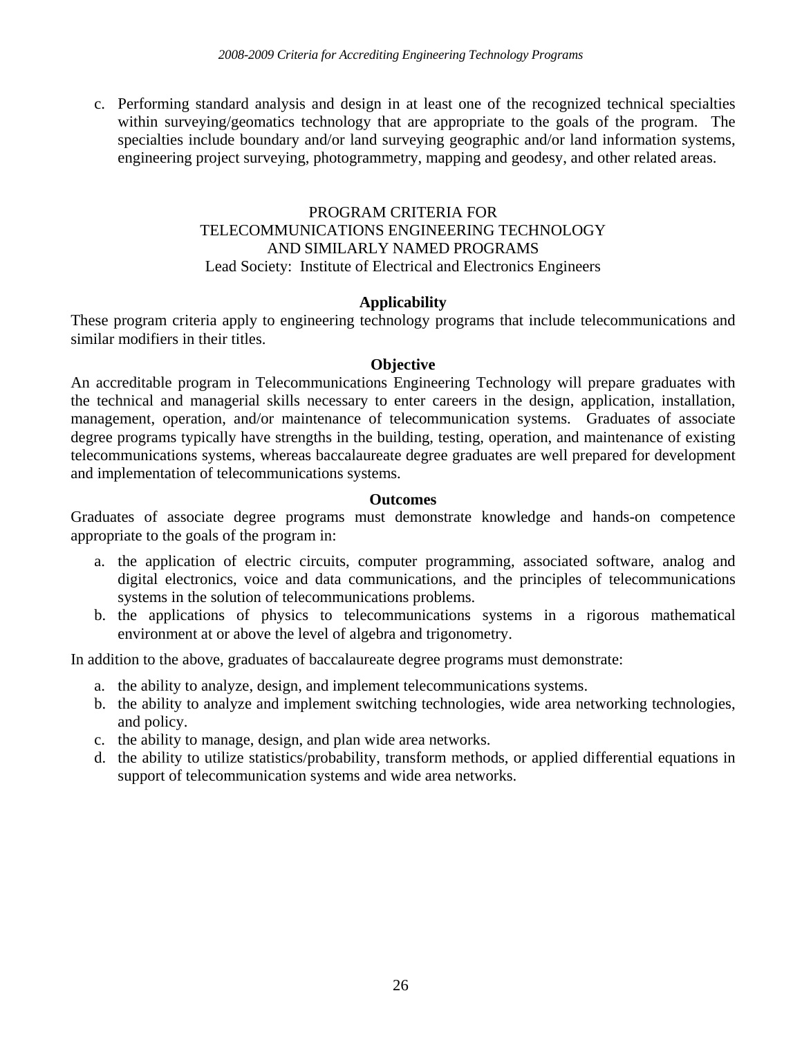c. Performing standard analysis and design in at least one of the recognized technical specialties within surveying/geomatics technology that are appropriate to the goals of the program. The specialties include boundary and/or land surveying geographic and/or land information systems, engineering project surveying, photogrammetry, mapping and geodesy, and other related areas.

## PROGRAM CRITERIA FOR TELECOMMUNICATIONS ENGINEERING TECHNOLOGY AND SIMILARLY NAMED PROGRAMS

Lead Society: Institute of Electrical and Electronics Engineers

### Applicability

These program criteria apply to engineering technology programs that include telecommunications and similar modifiers in their titles.

### Objective

An accreditable program in Telecommunications Engineering Technology will prepare graduates with the technical and managerial skills necessary to enter careers in the design, application, installation, management, operation, and/or maintenance of telecommunication systems. Graduates of associate degree programs typically have strengths in the building, testing, operation, and maintenance of existing telecommunications systems, whereas baccalaureate degree graduates are well prepared for development and implementation of telecommunications systems.

### Outcomes

Graduates of associate degree programs must demonstrate knowledge and hands-on competence appropriate to the goals of the program in:

a. the application of electric circuits, computer programming, associated software, analog and digital electronics, voice and data communications, and the principles of telecommunications systems in the solution of telecommunications problems.
b. the applications of physics to telecommunications systems in a rigorous mathematical environment at or above the level of algebra and trigonometry.

In addition to the above, graduates of baccalaureate degree programs must demonstrate:

a. the ability to analyze, design, and implement telecommunications systems.
b. the ability to analyze and implement switching technologies, wide area networking technologies, and policy.
c. the ability to manage, design, and plan wide area networks.
d. the ability to utilize statistics/probability, transform methods, or applied differential equations in support of telecommunication systems and wide area networks.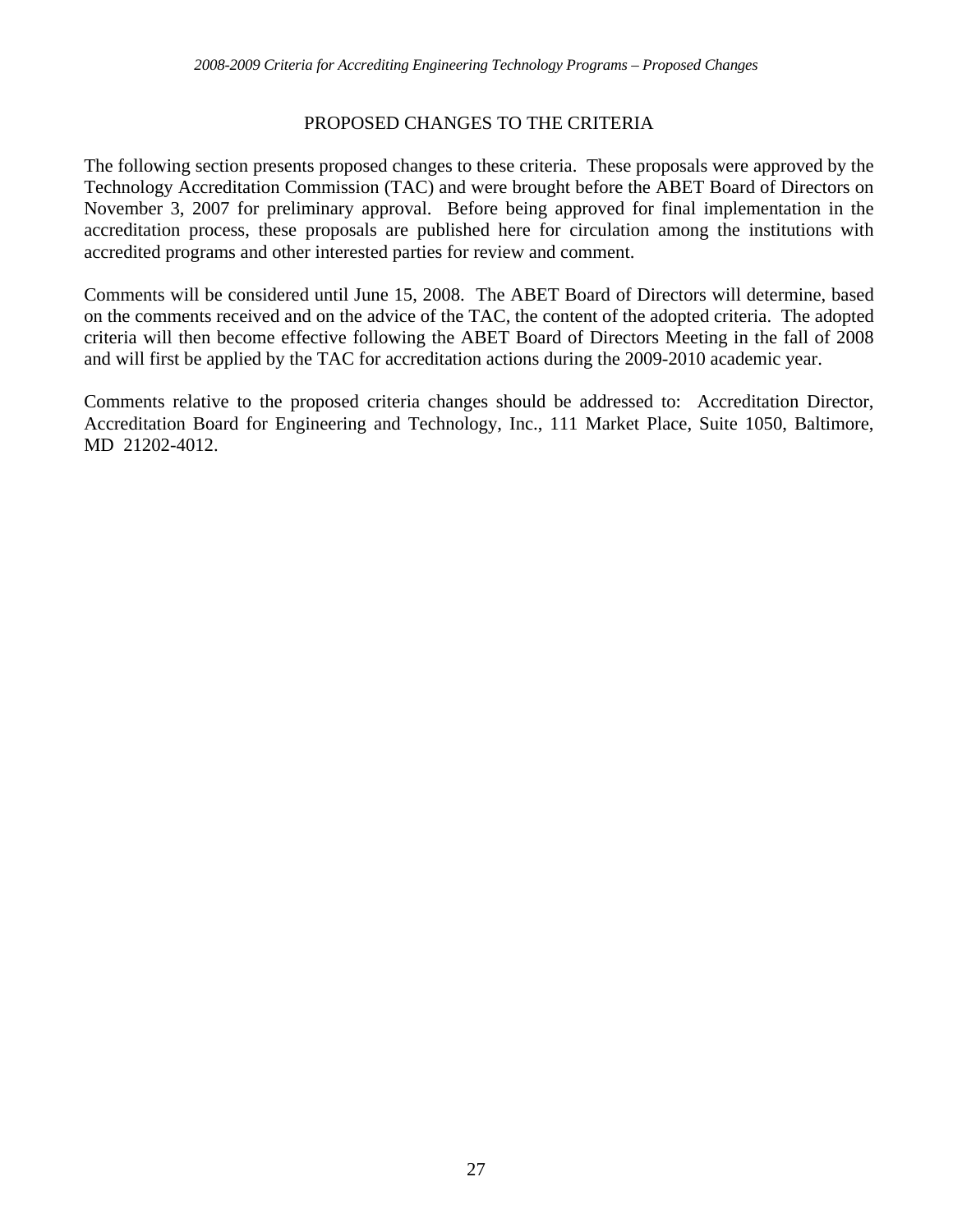## PROPOSED CHANGES TO THE CRITERIA

The following section presents proposed changes to these criteria. These proposals were approved by the Technology Accreditation Commission (TAC) and were brought before the ABET Board of Directors on November 3, 2007 for preliminary approval. Before being approved for final implementation in the accreditation process, these proposals are published here for circulation among the institutions with accredited programs and other interested parties for review and comment.

Comments will be considered until June 15, 2008. The ABET Board of Directors will determine, based on the comments received and on the advice of the TAC, the content of the adopted criteria. The adopted criteria will then become effective following the ABET Board of Directors Meeting in the fall of 2008 and will first be applied by the TAC for accreditation actions during the 2009-2010 academic year.

Comments relative to the proposed criteria changes should be addressed to: Accreditation Director, Accreditation Board for Engineering and Technology, Inc., 111 Market Place, Suite 1050, Baltimore, MD 21202-4012.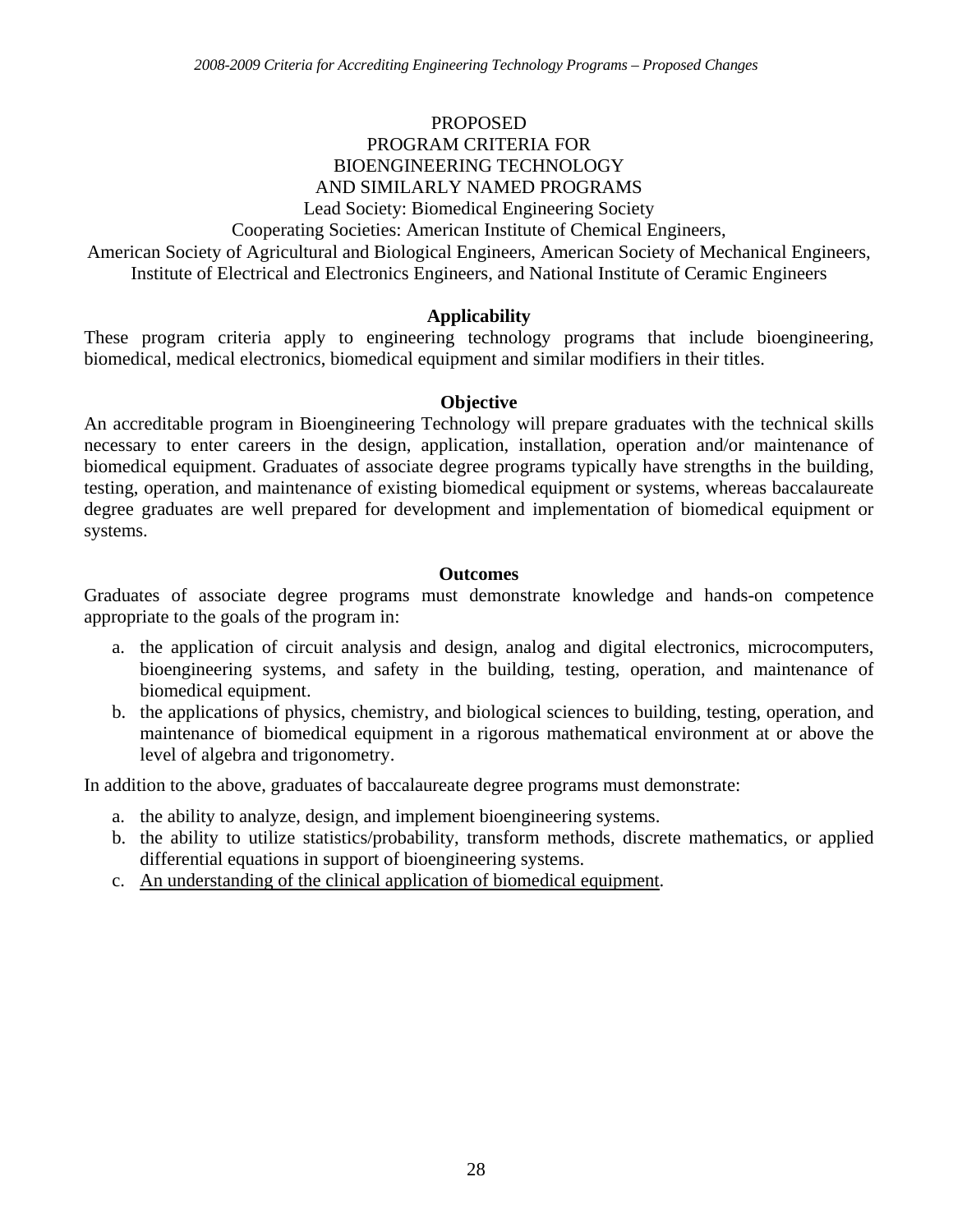# PROPOSED
# PROGRAM CRITERIA FOR
# BIOENGINEERING TECHNOLOGY
# AND SIMILARLY NAMED PROGRAMS

Lead Society: Biomedical Engineering Society

Cooperating Societies: American Institute of Chemical Engineers, American Society of Agricultural and Biological Engineers, American Society of Mechanical Engineers, Institute of Electrical and Electronics Engineers, and National Institute of Ceramic Engineers

## Applicability

These program criteria apply to engineering technology programs that include bioengineering, biomedical, medical electronics, biomedical equipment and similar modifiers in their titles.

## Objective

An accreditable program in Bioengineering Technology will prepare graduates with the technical skills necessary to enter careers in the design, application, installation, operation and/or maintenance of biomedical equipment. Graduates of associate degree programs typically have strengths in the building, testing, operation, and maintenance of existing biomedical equipment or systems, whereas baccalaureate degree graduates are well prepared for development and implementation of biomedical equipment or systems.

## Outcomes

Graduates of associate degree programs must demonstrate knowledge and hands-on competence appropriate to the goals of the program in:

a. the application of circuit analysis and design, analog and digital electronics, microcomputers, bioengineering systems, and safety in the building, testing, operation, and maintenance of biomedical equipment.
b. the applications of physics, chemistry, and biological sciences to building, testing, operation, and maintenance of biomedical equipment in a rigorous mathematical environment at or above the level of algebra and trigonometry.

In addition to the above, graduates of baccalaureate degree programs must demonstrate:

a. the ability to analyze, design, and implement bioengineering systems.
b. the ability to utilize statistics/probability, transform methods, discrete mathematics, or applied differential equations in support of bioengineering systems.
c. <u>An understanding of the clinical application of biomedical equipment</u>.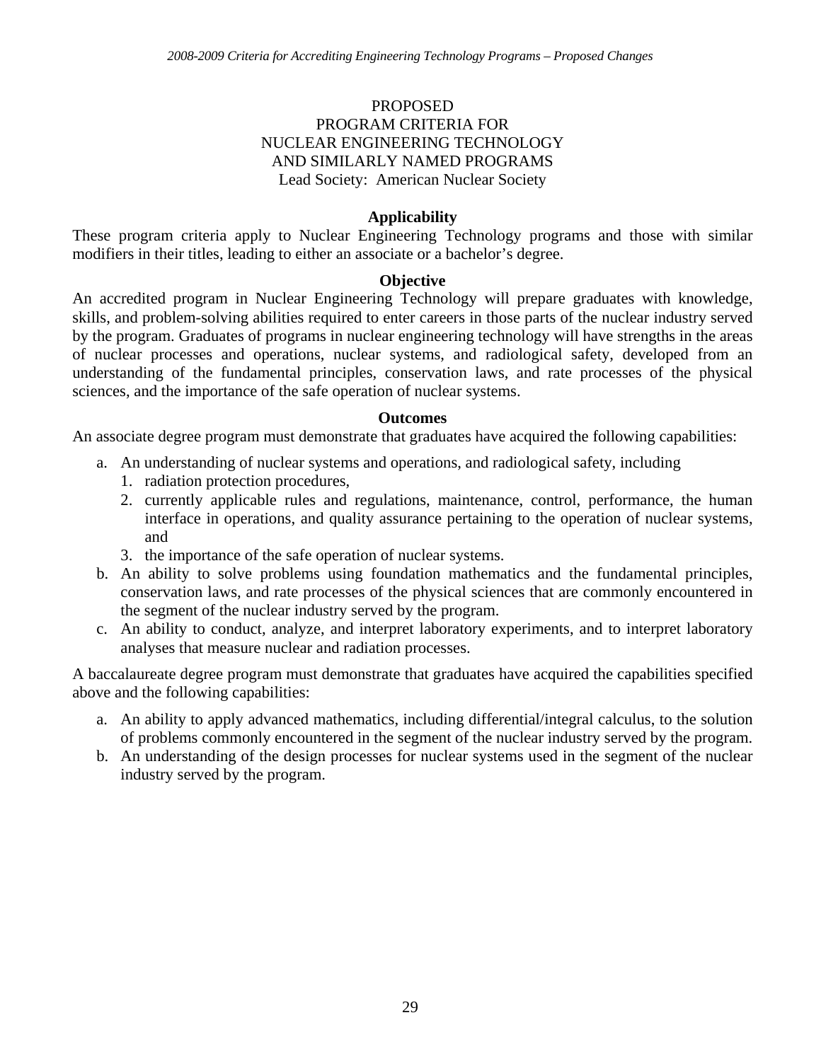PROPOSED
PROGRAM CRITERIA FOR
NUCLEAR ENGINEERING TECHNOLOGY
AND SIMILARLY NAMED PROGRAMS
Lead Society: American Nuclear Society

**Applicability**

These program criteria apply to Nuclear Engineering Technology programs and those with similar modifiers in their titles, leading to either an associate or a bachelor's degree.

**Objective**

An accredited program in Nuclear Engineering Technology will prepare graduates with knowledge, skills, and problem-solving abilities required to enter careers in those parts of the nuclear industry served by the program. Graduates of programs in nuclear engineering technology will have strengths in the areas of nuclear processes and operations, nuclear systems, and radiological safety, developed from an understanding of the fundamental principles, conservation laws, and rate processes of the physical sciences, and the importance of the safe operation of nuclear systems.

**Outcomes**

An associate degree program must demonstrate that graduates have acquired the following capabilities:

a. An understanding of nuclear systems and operations, and radiological safety, including
   1. radiation protection procedures,
   2. currently applicable rules and regulations, maintenance, control, performance, the human interface in operations, and quality assurance pertaining to the operation of nuclear systems, and
   3. the importance of the safe operation of nuclear systems.
b. An ability to solve problems using foundation mathematics and the fundamental principles, conservation laws, and rate processes of the physical sciences that are commonly encountered in the segment of the nuclear industry served by the program.
c. An ability to conduct, analyze, and interpret laboratory experiments, and to interpret laboratory analyses that measure nuclear and radiation processes.

A baccalaureate degree program must demonstrate that graduates have acquired the capabilities specified above and the following capabilities:

a. An ability to apply advanced mathematics, including differential/integral calculus, to the solution of problems commonly encountered in the segment of the nuclear industry served by the program.
b. An understanding of the design processes for nuclear systems used in the segment of the nuclear industry served by the program.